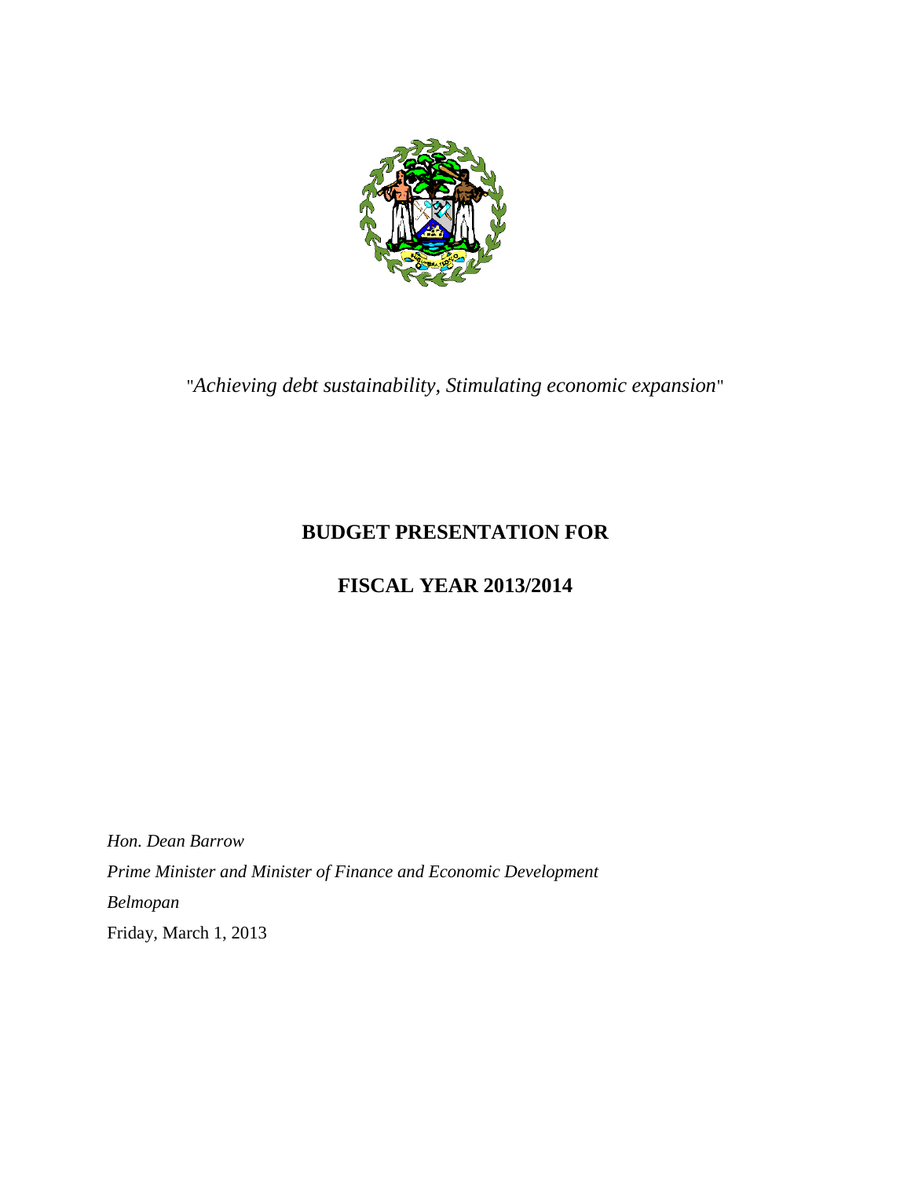"*Achieving debt sustainability, Stimulating economic expansion*"

# BUDGET PRESENTATION FOR

# FISCAL YEAR 2013/2014

*Hon. Dean Barrow*

*Prime Minister and Minister of Finance and Economic Development*

*Belmopan*

Friday, March 1, 2013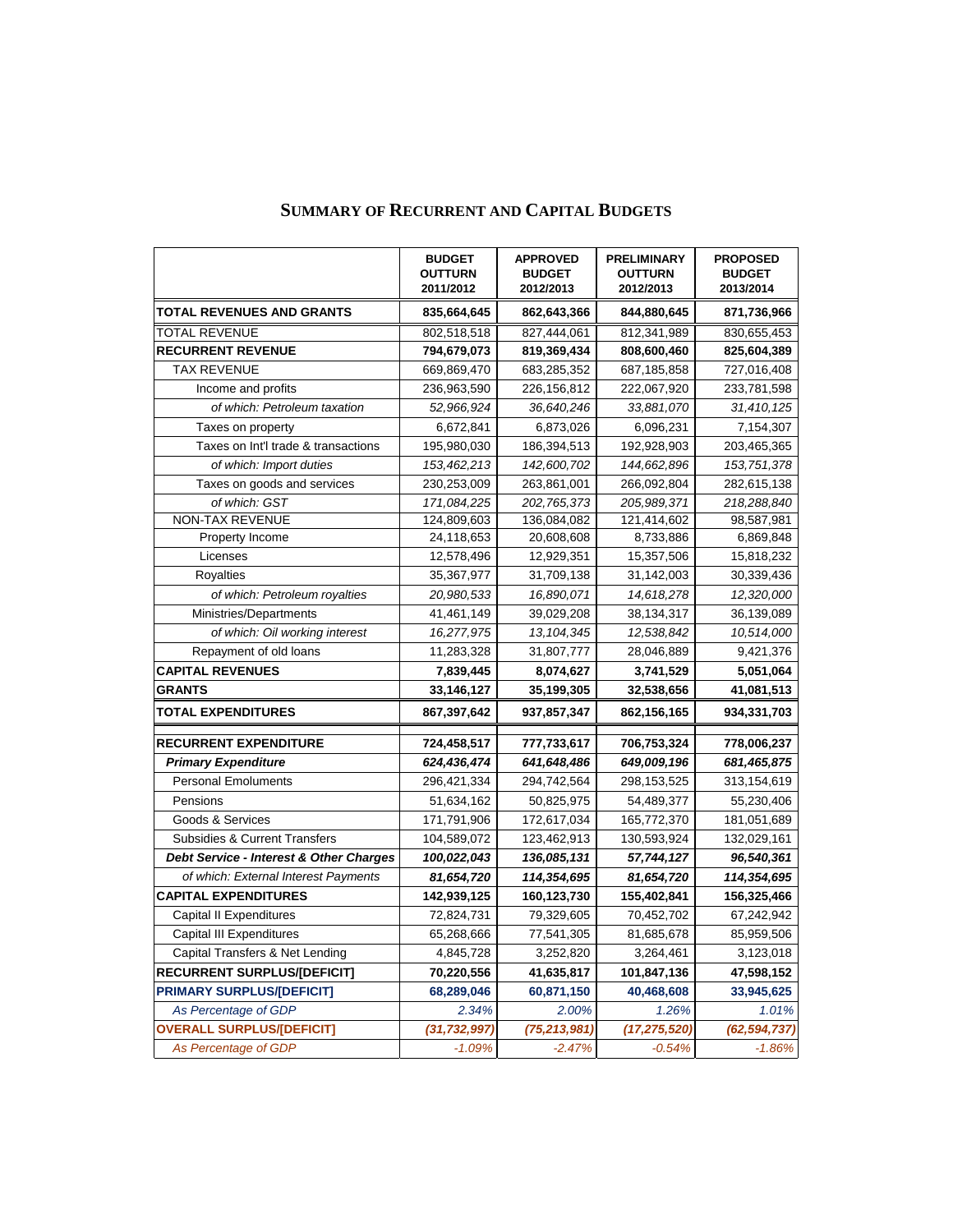## Summary of Recurrent and Capital Budgets

| | BUDGET OUTTURN 2011/2012 | APPROVED BUDGET 2012/2013 | PRELIMINARY OUTTURN 2012/2013 | PROPOSED BUDGET 2013/2014 |
|---|---|---|---|---|
| **TOTAL REVENUES AND GRANTS** | **835,664,645** | **862,643,366** | **844,880,645** | **871,736,966** |
| TOTAL REVENUE | 802,518,518 | 827,444,061 | 812,341,989 | 830,655,453 |
| **RECURRENT REVENUE** | **794,679,073** | **819,369,434** | **808,600,460** | **825,604,389** |
| TAX REVENUE | 669,869,470 | 683,285,352 | 687,185,858 | 727,016,408 |
| Income and profits | 236,963,590 | 226,156,812 | 222,067,920 | 233,781,598 |
| *of which: Petroleum taxation* | *52,966,924* | *36,640,246* | *33,881,070* | *31,410,125* |
| Taxes on property | 6,672,841 | 6,873,026 | 6,096,231 | 7,154,307 |
| Taxes on Int'l trade & transactions | 195,980,030 | 186,394,513 | 192,928,903 | 203,465,365 |
| *of which: Import duties* | *153,462,213* | *142,600,702* | *144,662,896* | *153,751,378* |
| Taxes on goods and services | 230,253,009 | 263,861,001 | 266,092,804 | 282,615,138 |
| *of which: GST* | *171,084,225* | *202,765,373* | *205,989,371* | *218,288,840* |
| NON-TAX REVENUE | 124,809,603 | 136,084,082 | 121,414,602 | 98,587,981 |
| Property Income | 24,118,653 | 20,608,608 | 8,733,886 | 6,869,848 |
| Licenses | 12,578,496 | 12,929,351 | 15,357,506 | 15,818,232 |
| Royalties | 35,367,977 | 31,709,138 | 31,142,003 | 30,339,436 |
| *of which: Petroleum royalties* | *20,980,533* | *16,890,071* | *14,618,278* | *12,320,000* |
| Ministries/Departments | 41,461,149 | 39,029,208 | 38,134,317 | 36,139,089 |
| *of which: Oil working interest* | *16,277,975* | *13,104,345* | *12,538,842* | *10,514,000* |
| Repayment of old loans | 11,283,328 | 31,807,777 | 28,046,889 | 9,421,376 |
| **CAPITAL REVENUES** | **7,839,445** | **8,074,627** | **3,741,529** | **5,051,064** |
| **GRANTS** | **33,146,127** | **35,199,305** | **32,538,656** | **41,081,513** |
| **TOTAL EXPENDITURES** | **867,397,642** | **937,857,347** | **862,156,165** | **934,331,703** |
| **RECURRENT EXPENDITURE** | **724,458,517** | **777,733,617** | **706,753,324** | **778,006,237** |
| ***Primary Expenditure*** | ***624,436,474*** | ***641,648,486*** | ***649,009,196*** | ***681,465,875*** |
| Personal Emoluments | 296,421,334 | 294,742,564 | 298,153,525 | 313,154,619 |
| Pensions | 51,634,162 | 50,825,975 | 54,489,377 | 55,230,406 |
| Goods & Services | 171,791,906 | 172,617,034 | 165,772,370 | 181,051,689 |
| Subsidies & Current Transfers | 104,589,072 | 123,462,913 | 130,593,924 | 132,029,161 |
| ***Debt Service - Interest & Other Charges*** | ***100,022,043*** | ***136,085,131*** | ***57,744,127*** | ***96,540,361*** |
| *of which: External Interest Payments* | ***81,654,720*** | ***114,354,695*** | ***81,654,720*** | ***114,354,695*** |
| **CAPITAL EXPENDITURES** | **142,939,125** | **160,123,730** | **155,402,841** | **156,325,466** |
| Capital II Expenditures | 72,824,731 | 79,329,605 | 70,452,702 | 67,242,942 |
| Capital III Expenditures | 65,268,666 | 77,541,305 | 81,685,678 | 85,959,506 |
| Capital Transfers & Net Lending | 4,845,728 | 3,252,820 | 3,264,461 | 3,123,018 |
| **RECURRENT SURPLUS/[DEFICIT]** | **70,220,556** | **41,635,817** | **101,847,136** | **47,598,152** |
| **PRIMARY SURPLUS/[DEFICIT]** | **68,289,046** | **60,871,150** | **40,468,608** | **33,945,625** |
| *As Percentage of GDP* | *2.34%* | *2.00%* | *1.26%* | *1.01%* |
| **OVERALL SURPLUS/[DEFICIT]** | ***(31,732,997)*** | ***(75,213,981)*** | ***(17,275,520)*** | ***(62,594,737)*** |
| *As Percentage of GDP* | *-1.09%* | *-2.47%* | *-0.54%* | *-1.86%* |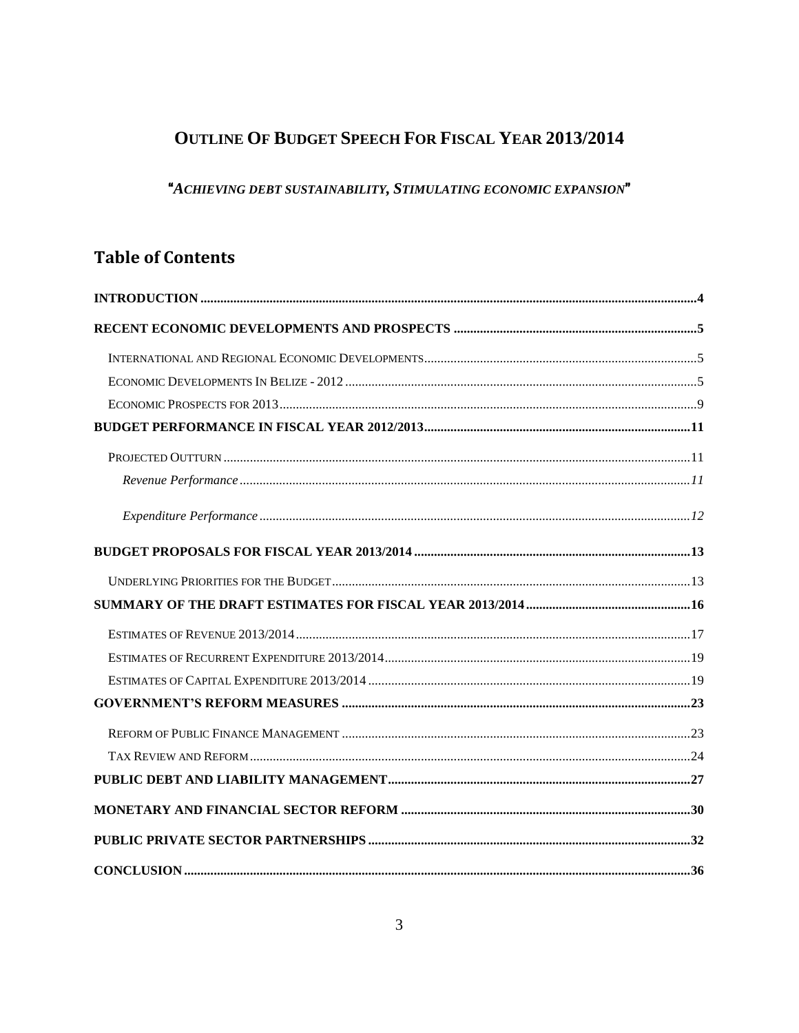# OUTLINE OF BUDGET SPEECH FOR FISCAL YEAR 2013/2014

*"ACHIEVING DEBT SUSTAINABILITY, STIMULATING ECONOMIC EXPANSION"*

## Table of Contents

**INTRODUCTION** .......... **4**

**RECENT ECONOMIC DEVELOPMENTS AND PROSPECTS** .......... **5**

- INTERNATIONAL AND REGIONAL ECONOMIC DEVELOPMENTS .......... 5
- ECONOMIC DEVELOPMENTS IN BELIZE - 2012 .......... 5
- ECONOMIC PROSPECTS FOR 2013 .......... 9

**BUDGET PERFORMANCE IN FISCAL YEAR 2012/2013** .......... **11**

- PROJECTED OUTTURN .......... 11
  - *Revenue Performance* .......... *11*
  - *Expenditure Performance* .......... *12*

**BUDGET PROPOSALS FOR FISCAL YEAR 2013/2014** .......... **13**

- UNDERLYING PRIORITIES FOR THE BUDGET .......... 13

**SUMMARY OF THE DRAFT ESTIMATES FOR FISCAL YEAR 2013/2014** .......... **16**

- ESTIMATES OF REVENUE 2013/2014 .......... 17
- ESTIMATES OF RECURRENT EXPENDITURE 2013/2014 .......... 19
- ESTIMATES OF CAPITAL EXPENDITURE 2013/2014 .......... 19

**GOVERNMENT'S REFORM MEASURES** .......... **23**

- REFORM OF PUBLIC FINANCE MANAGEMENT .......... 23
- TAX REVIEW AND REFORM .......... 24

**PUBLIC DEBT AND LIABILITY MANAGEMENT** .......... **27**

**MONETARY AND FINANCIAL SECTOR REFORM** .......... **30**

**PUBLIC PRIVATE SECTOR PARTNERSHIPS** .......... **32**

**CONCLUSION** .......... **36**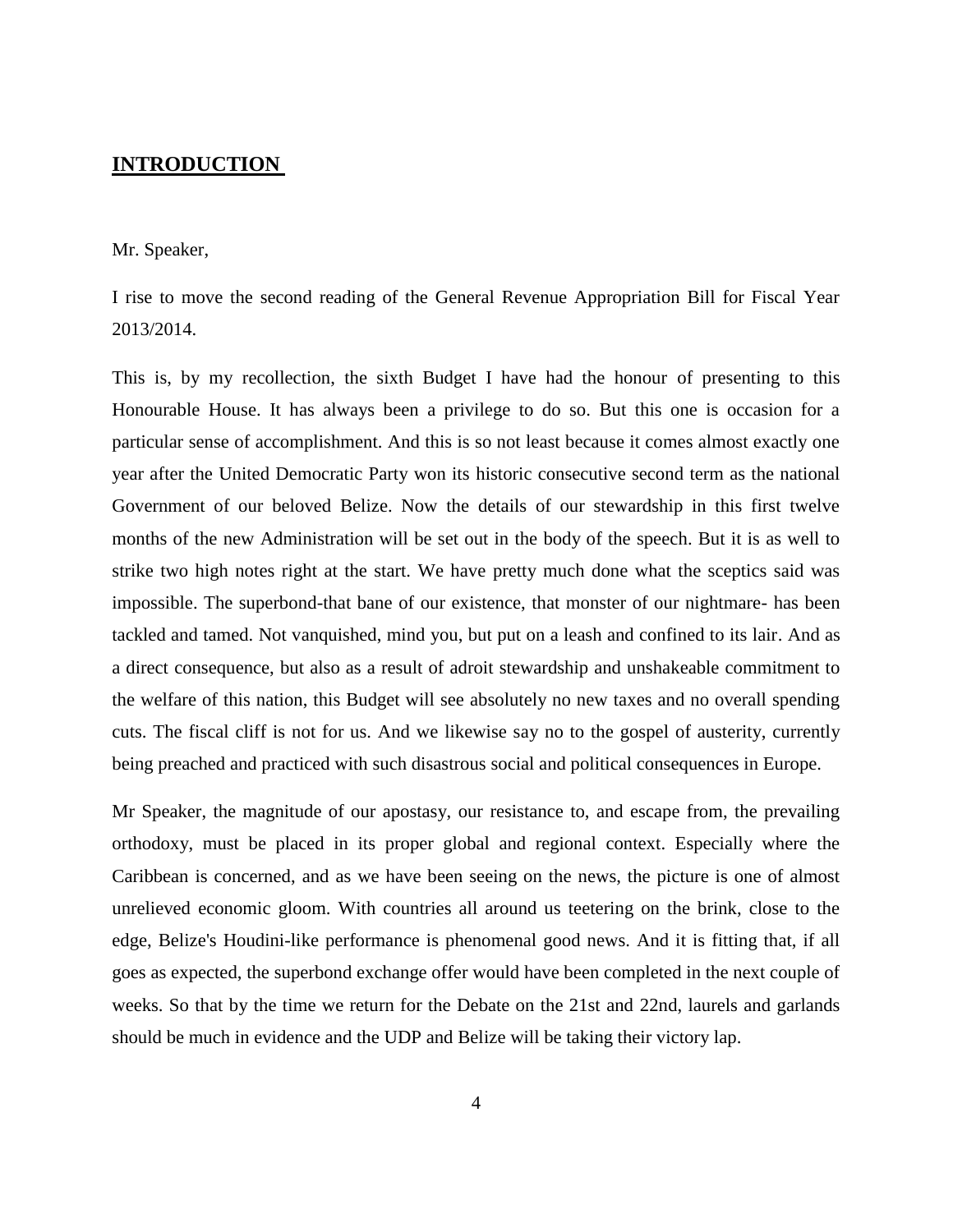## INTRODUCTION

Mr. Speaker,

I rise to move the second reading of the General Revenue Appropriation Bill for Fiscal Year 2013/2014.

This is, by my recollection, the sixth Budget I have had the honour of presenting to this Honourable House. It has always been a privilege to do so. But this one is occasion for a particular sense of accomplishment. And this is so not least because it comes almost exactly one year after the United Democratic Party won its historic consecutive second term as the national Government of our beloved Belize. Now the details of our stewardship in this first twelve months of the new Administration will be set out in the body of the speech. But it is as well to strike two high notes right at the start. We have pretty much done what the sceptics said was impossible. The superbond-that bane of our existence, that monster of our nightmare- has been tackled and tamed. Not vanquished, mind you, but put on a leash and confined to its lair. And as a direct consequence, but also as a result of adroit stewardship and unshakeable commitment to the welfare of this nation, this Budget will see absolutely no new taxes and no overall spending cuts. The fiscal cliff is not for us. And we likewise say no to the gospel of austerity, currently being preached and practiced with such disastrous social and political consequences in Europe.

Mr Speaker, the magnitude of our apostasy, our resistance to, and escape from, the prevailing orthodoxy, must be placed in its proper global and regional context. Especially where the Caribbean is concerned, and as we have been seeing on the news, the picture is one of almost unrelieved economic gloom. With countries all around us teetering on the brink, close to the edge, Belize's Houdini-like performance is phenomenal good news. And it is fitting that, if all goes as expected, the superbond exchange offer would have been completed in the next couple of weeks. So that by the time we return for the Debate on the 21st and 22nd, laurels and garlands should be much in evidence and the UDP and Belize will be taking their victory lap.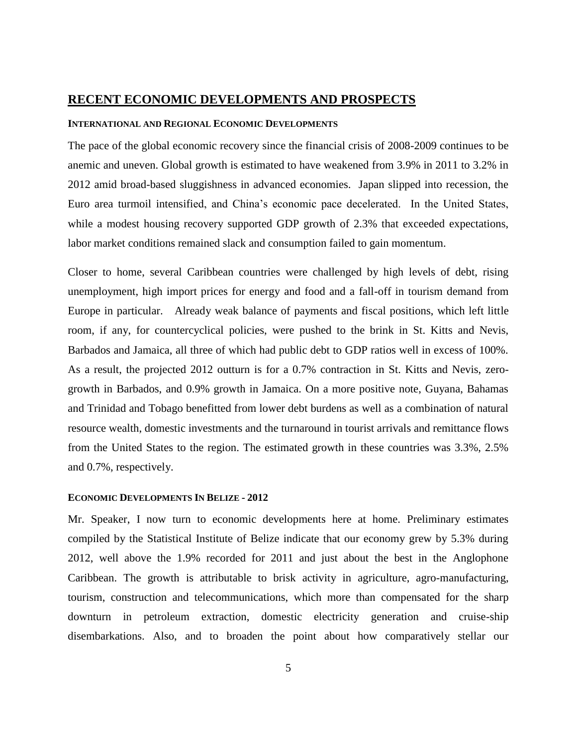## RECENT ECONOMIC DEVELOPMENTS AND PROSPECTS

### INTERNATIONAL AND REGIONAL ECONOMIC DEVELOPMENTS

The pace of the global economic recovery since the financial crisis of 2008-2009 continues to be anemic and uneven. Global growth is estimated to have weakened from 3.9% in 2011 to 3.2% in 2012 amid broad-based sluggishness in advanced economies. Japan slipped into recession, the Euro area turmoil intensified, and China's economic pace decelerated. In the United States, while a modest housing recovery supported GDP growth of 2.3% that exceeded expectations, labor market conditions remained slack and consumption failed to gain momentum.

Closer to home, several Caribbean countries were challenged by high levels of debt, rising unemployment, high import prices for energy and food and a fall-off in tourism demand from Europe in particular. Already weak balance of payments and fiscal positions, which left little room, if any, for countercyclical policies, were pushed to the brink in St. Kitts and Nevis, Barbados and Jamaica, all three of which had public debt to GDP ratios well in excess of 100%. As a result, the projected 2012 outturn is for a 0.7% contraction in St. Kitts and Nevis, zero-growth in Barbados, and 0.9% growth in Jamaica. On a more positive note, Guyana, Bahamas and Trinidad and Tobago benefitted from lower debt burdens as well as a combination of natural resource wealth, domestic investments and the turnaround in tourist arrivals and remittance flows from the United States to the region. The estimated growth in these countries was 3.3%, 2.5% and 0.7%, respectively.

### ECONOMIC DEVELOPMENTS IN BELIZE - 2012

Mr. Speaker, I now turn to economic developments here at home. Preliminary estimates compiled by the Statistical Institute of Belize indicate that our economy grew by 5.3% during 2012, well above the 1.9% recorded for 2011 and just about the best in the Anglophone Caribbean. The growth is attributable to brisk activity in agriculture, agro-manufacturing, tourism, construction and telecommunications, which more than compensated for the sharp downturn in petroleum extraction, domestic electricity generation and cruise-ship disembarkations. Also, and to broaden the point about how comparatively stellar our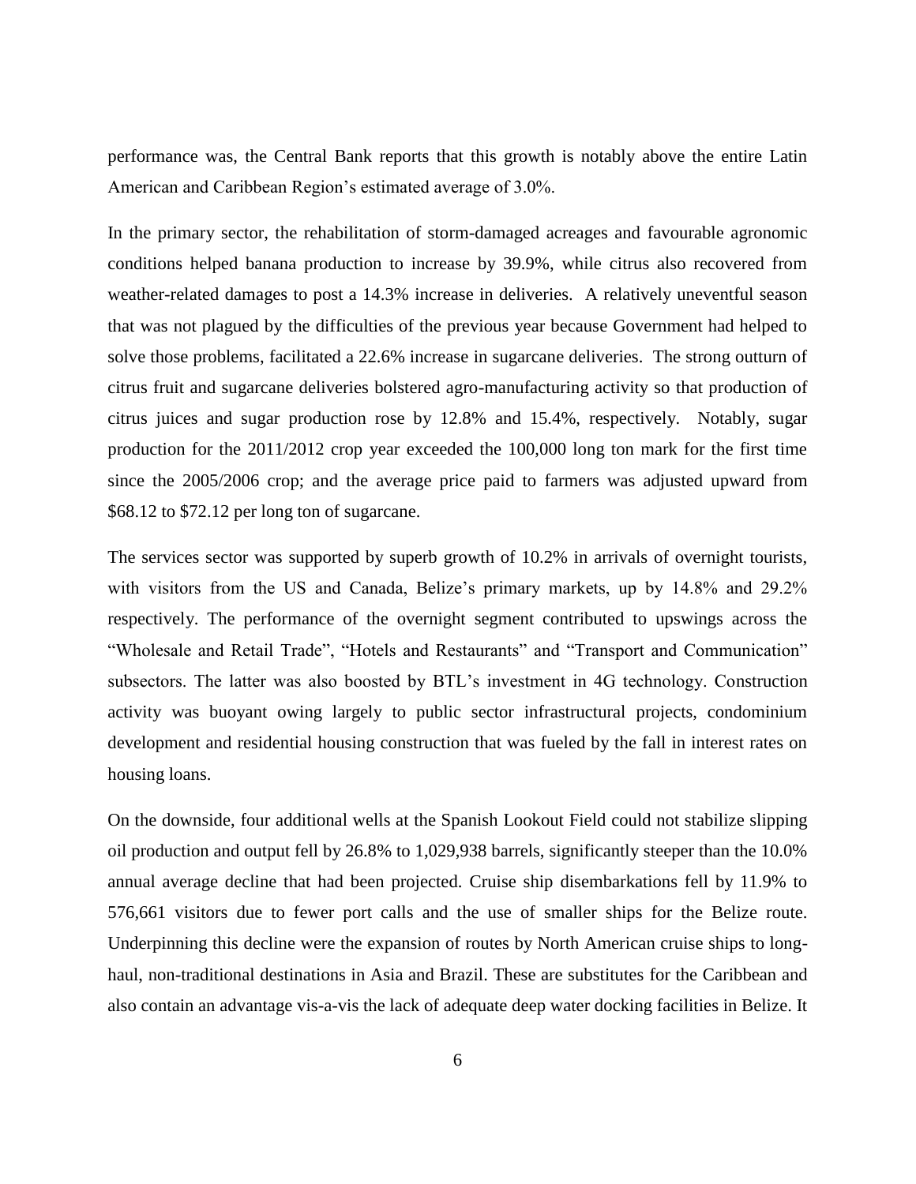performance was, the Central Bank reports that this growth is notably above the entire Latin American and Caribbean Region's estimated average of 3.0%.

In the primary sector, the rehabilitation of storm-damaged acreages and favourable agronomic conditions helped banana production to increase by 39.9%, while citrus also recovered from weather-related damages to post a 14.3% increase in deliveries. A relatively uneventful season that was not plagued by the difficulties of the previous year because Government had helped to solve those problems, facilitated a 22.6% increase in sugarcane deliveries. The strong outturn of citrus fruit and sugarcane deliveries bolstered agro-manufacturing activity so that production of citrus juices and sugar production rose by 12.8% and 15.4%, respectively. Notably, sugar production for the 2011/2012 crop year exceeded the 100,000 long ton mark for the first time since the 2005/2006 crop; and the average price paid to farmers was adjusted upward from $68.12 to $72.12 per long ton of sugarcane.

The services sector was supported by superb growth of 10.2% in arrivals of overnight tourists, with visitors from the US and Canada, Belize's primary markets, up by 14.8% and 29.2% respectively. The performance of the overnight segment contributed to upswings across the "Wholesale and Retail Trade", "Hotels and Restaurants" and "Transport and Communication" subsectors. The latter was also boosted by BTL's investment in 4G technology. Construction activity was buoyant owing largely to public sector infrastructural projects, condominium development and residential housing construction that was fueled by the fall in interest rates on housing loans.

On the downside, four additional wells at the Spanish Lookout Field could not stabilize slipping oil production and output fell by 26.8% to 1,029,938 barrels, significantly steeper than the 10.0% annual average decline that had been projected. Cruise ship disembarkations fell by 11.9% to 576,661 visitors due to fewer port calls and the use of smaller ships for the Belize route. Underpinning this decline were the expansion of routes by North American cruise ships to long-haul, non-traditional destinations in Asia and Brazil. These are substitutes for the Caribbean and also contain an advantage vis-a-vis the lack of adequate deep water docking facilities in Belize. It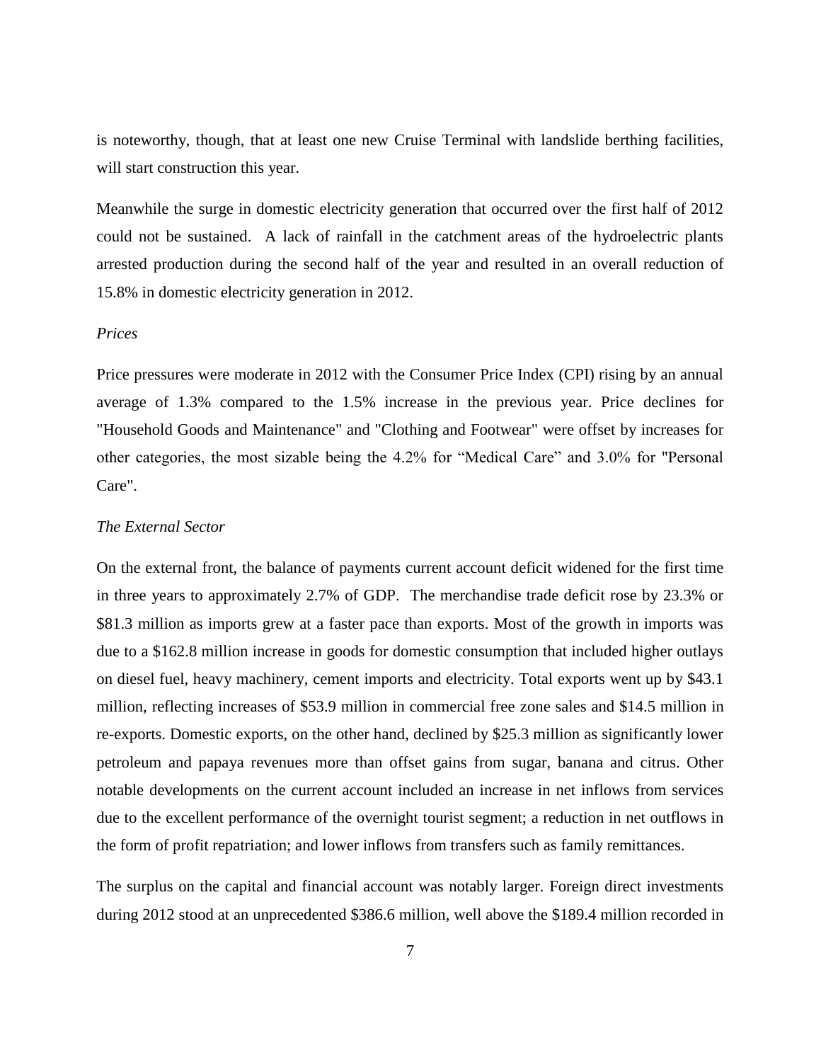is noteworthy, though, that at least one new Cruise Terminal with landslide berthing facilities, will start construction this year.

Meanwhile the surge in domestic electricity generation that occurred over the first half of 2012 could not be sustained. A lack of rainfall in the catchment areas of the hydroelectric plants arrested production during the second half of the year and resulted in an overall reduction of 15.8% in domestic electricity generation in 2012.

*Prices*

Price pressures were moderate in 2012 with the Consumer Price Index (CPI) rising by an annual average of 1.3% compared to the 1.5% increase in the previous year. Price declines for "Household Goods and Maintenance" and "Clothing and Footwear" were offset by increases for other categories, the most sizable being the 4.2% for “Medical Care” and 3.0% for "Personal Care".

*The External Sector*

On the external front, the balance of payments current account deficit widened for the first time in three years to approximately 2.7% of GDP. The merchandise trade deficit rose by 23.3% or \$81.3 million as imports grew at a faster pace than exports. Most of the growth in imports was due to a \$162.8 million increase in goods for domestic consumption that included higher outlays on diesel fuel, heavy machinery, cement imports and electricity. Total exports went up by \$43.1 million, reflecting increases of \$53.9 million in commercial free zone sales and \$14.5 million in re-exports. Domestic exports, on the other hand, declined by \$25.3 million as significantly lower petroleum and papaya revenues more than offset gains from sugar, banana and citrus. Other notable developments on the current account included an increase in net inflows from services due to the excellent performance of the overnight tourist segment; a reduction in net outflows in the form of profit repatriation; and lower inflows from transfers such as family remittances.

The surplus on the capital and financial account was notably larger. Foreign direct investments during 2012 stood at an unprecedented \$386.6 million, well above the \$189.4 million recorded in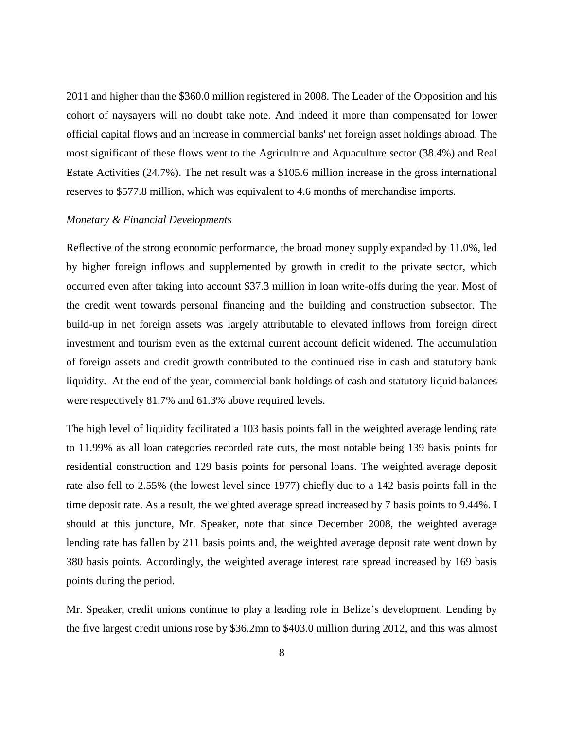2011 and higher than the $360.0 million registered in 2008. The Leader of the Opposition and his cohort of naysayers will no doubt take note. And indeed it more than compensated for lower official capital flows and an increase in commercial banks' net foreign asset holdings abroad. The most significant of these flows went to the Agriculture and Aquaculture sector (38.4%) and Real Estate Activities (24.7%). The net result was a $105.6 million increase in the gross international reserves to $577.8 million, which was equivalent to 4.6 months of merchandise imports.

*Monetary & Financial Developments*

Reflective of the strong economic performance, the broad money supply expanded by 11.0%, led by higher foreign inflows and supplemented by growth in credit to the private sector, which occurred even after taking into account $37.3 million in loan write-offs during the year. Most of the credit went towards personal financing and the building and construction subsector. The build-up in net foreign assets was largely attributable to elevated inflows from foreign direct investment and tourism even as the external current account deficit widened. The accumulation of foreign assets and credit growth contributed to the continued rise in cash and statutory bank liquidity. At the end of the year, commercial bank holdings of cash and statutory liquid balances were respectively 81.7% and 61.3% above required levels.

The high level of liquidity facilitated a 103 basis points fall in the weighted average lending rate to 11.99% as all loan categories recorded rate cuts, the most notable being 139 basis points for residential construction and 129 basis points for personal loans. The weighted average deposit rate also fell to 2.55% (the lowest level since 1977) chiefly due to a 142 basis points fall in the time deposit rate. As a result, the weighted average spread increased by 7 basis points to 9.44%. I should at this juncture, Mr. Speaker, note that since December 2008, the weighted average lending rate has fallen by 211 basis points and, the weighted average deposit rate went down by 380 basis points. Accordingly, the weighted average interest rate spread increased by 169 basis points during the period.

Mr. Speaker, credit unions continue to play a leading role in Belize's development. Lending by the five largest credit unions rose by $36.2mn to $403.0 million during 2012, and this was almost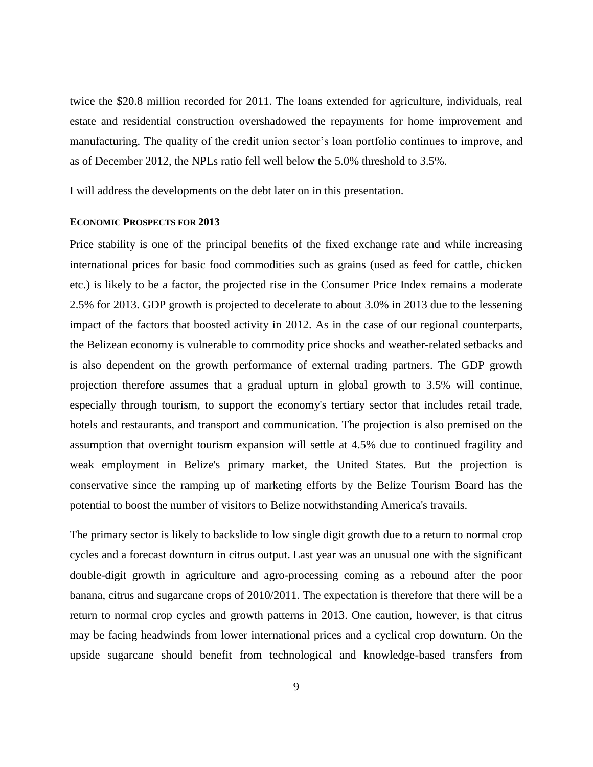twice the $20.8 million recorded for 2011. The loans extended for agriculture, individuals, real estate and residential construction overshadowed the repayments for home improvement and manufacturing. The quality of the credit union sector's loan portfolio continues to improve, and as of December 2012, the NPLs ratio fell well below the 5.0% threshold to 3.5%.

I will address the developments on the debt later on in this presentation.

## ECONOMIC PROSPECTS FOR 2013

Price stability is one of the principal benefits of the fixed exchange rate and while increasing international prices for basic food commodities such as grains (used as feed for cattle, chicken etc.) is likely to be a factor, the projected rise in the Consumer Price Index remains a moderate 2.5% for 2013. GDP growth is projected to decelerate to about 3.0% in 2013 due to the lessening impact of the factors that boosted activity in 2012. As in the case of our regional counterparts, the Belizean economy is vulnerable to commodity price shocks and weather-related setbacks and is also dependent on the growth performance of external trading partners. The GDP growth projection therefore assumes that a gradual upturn in global growth to 3.5% will continue, especially through tourism, to support the economy's tertiary sector that includes retail trade, hotels and restaurants, and transport and communication. The projection is also premised on the assumption that overnight tourism expansion will settle at 4.5% due to continued fragility and weak employment in Belize's primary market, the United States. But the projection is conservative since the ramping up of marketing efforts by the Belize Tourism Board has the potential to boost the number of visitors to Belize notwithstanding America's travails.

The primary sector is likely to backslide to low single digit growth due to a return to normal crop cycles and a forecast downturn in citrus output. Last year was an unusual one with the significant double-digit growth in agriculture and agro-processing coming as a rebound after the poor banana, citrus and sugarcane crops of 2010/2011. The expectation is therefore that there will be a return to normal crop cycles and growth patterns in 2013. One caution, however, is that citrus may be facing headwinds from lower international prices and a cyclical crop downturn. On the upside sugarcane should benefit from technological and knowledge-based transfers from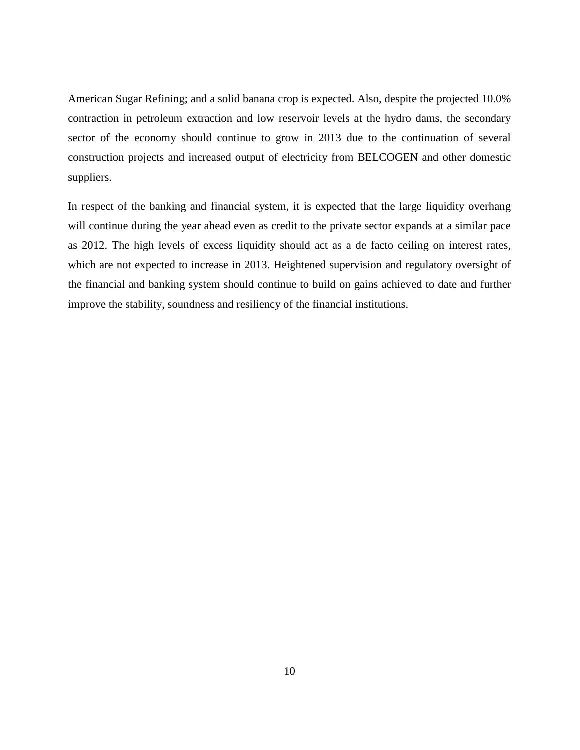American Sugar Refining; and a solid banana crop is expected. Also, despite the projected 10.0% contraction in petroleum extraction and low reservoir levels at the hydro dams, the secondary sector of the economy should continue to grow in 2013 due to the continuation of several construction projects and increased output of electricity from BELCOGEN and other domestic suppliers.

In respect of the banking and financial system, it is expected that the large liquidity overhang will continue during the year ahead even as credit to the private sector expands at a similar pace as 2012. The high levels of excess liquidity should act as a de facto ceiling on interest rates, which are not expected to increase in 2013. Heightened supervision and regulatory oversight of the financial and banking system should continue to build on gains achieved to date and further improve the stability, soundness and resiliency of the financial institutions.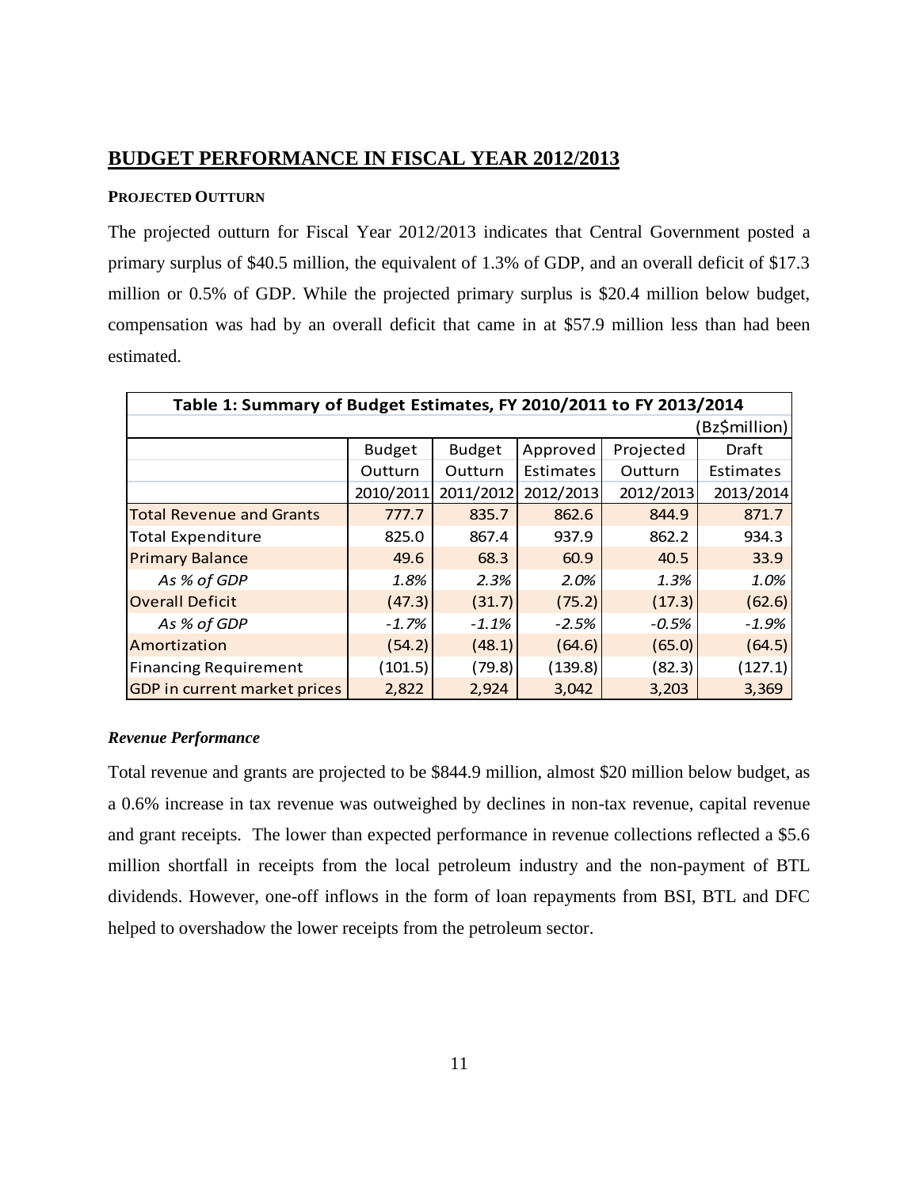## BUDGET PERFORMANCE IN FISCAL YEAR 2012/2013

**PROJECTED OUTTURN**

The projected outturn for Fiscal Year 2012/2013 indicates that Central Government posted a primary surplus of $40.5 million, the equivalent of 1.3% of GDP, and an overall deficit of $17.3 million or 0.5% of GDP. While the projected primary surplus is $20.4 million below budget, compensation was had by an overall deficit that came in at $57.9 million less than had been estimated.

| Table 1: Summary of Budget Estimates, FY 2010/2011 to FY 2013/2014 | | | | | |
|---|---|---|---|---|---|
| | | | | | (Bz$million) |
| | Budget Outturn 2010/2011 | Budget Outturn 2011/2012 | Approved Estimates 2012/2013 | Projected Outturn 2012/2013 | Draft Estimates 2013/2014 |
| Total Revenue and Grants | 777.7 | 835.7 | 862.6 | 844.9 | 871.7 |
| Total Expenditure | 825.0 | 867.4 | 937.9 | 862.2 | 934.3 |
| Primary Balance | 49.6 | 68.3 | 60.9 | 40.5 | 33.9 |
| *As % of GDP* | *1.8%* | *2.3%* | *2.0%* | *1.3%* | *1.0%* |
| Overall Deficit | (47.3) | (31.7) | (75.2) | (17.3) | (62.6) |
| *As % of GDP* | *-1.7%* | *-1.1%* | *-2.5%* | *-0.5%* | *-1.9%* |
| Amortization | (54.2) | (48.1) | (64.6) | (65.0) | (64.5) |
| Financing Requirement | (101.5) | (79.8) | (139.8) | (82.3) | (127.1) |
| GDP in current market prices | 2,822 | 2,924 | 3,042 | 3,203 | 3,369 |

***Revenue Performance***

Total revenue and grants are projected to be $844.9 million, almost $20 million below budget, as a 0.6% increase in tax revenue was outweighed by declines in non-tax revenue, capital revenue and grant receipts. The lower than expected performance in revenue collections reflected a $5.6 million shortfall in receipts from the local petroleum industry and the non-payment of BTL dividends. However, one-off inflows in the form of loan repayments from BSI, BTL and DFC helped to overshadow the lower receipts from the petroleum sector.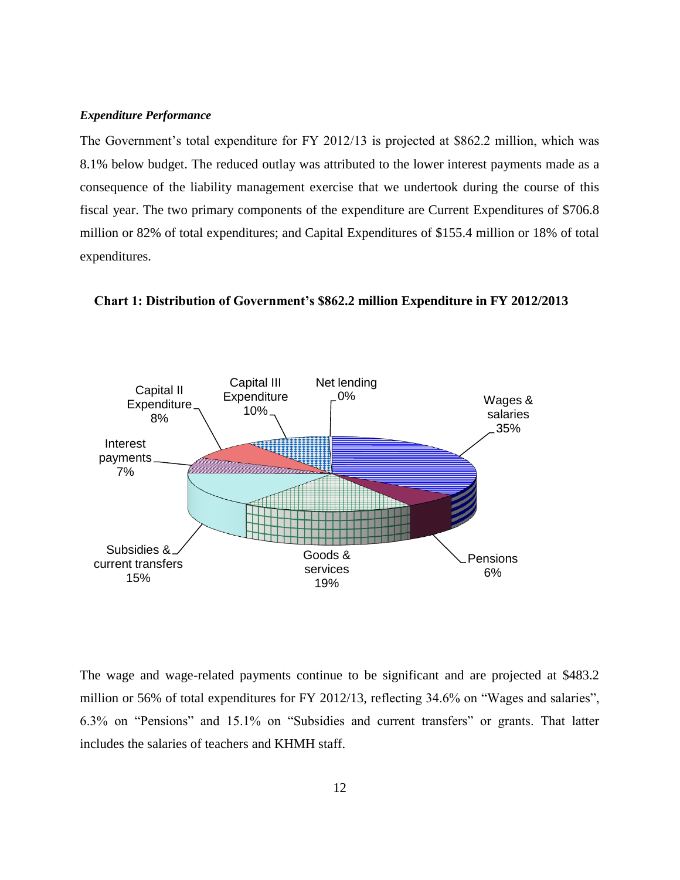***Expenditure Performance***

The Government's total expenditure for FY 2012/13 is projected at $862.2 million, which was 8.1% below budget. The reduced outlay was attributed to the lower interest payments made as a consequence of the liability management exercise that we undertook during the course of this fiscal year. The two primary components of the expenditure are Current Expenditures of $706.8 million or 82% of total expenditures; and Capital Expenditures of $155.4 million or 18% of total expenditures.

**Chart 1: Distribution of Government's $862.2 million Expenditure in FY 2012/2013**

| Category | Share |
| --- | --- |
| Wages & salaries | 35% |
| Pensions | 6% |
| Goods & services | 19% |
| Subsidies & current transfers | 15% |
| Interest payments | 7% |
| Capital II Expenditure | 8% |
| Capital III Expenditure | 10% |
| Net lending | 0% |

The wage and wage-related payments continue to be significant and are projected at $483.2 million or 56% of total expenditures for FY 2012/13, reflecting 34.6% on "Wages and salaries", 6.3% on "Pensions" and 15.1% on "Subsidies and current transfers" or grants. That latter includes the salaries of teachers and KHMH staff.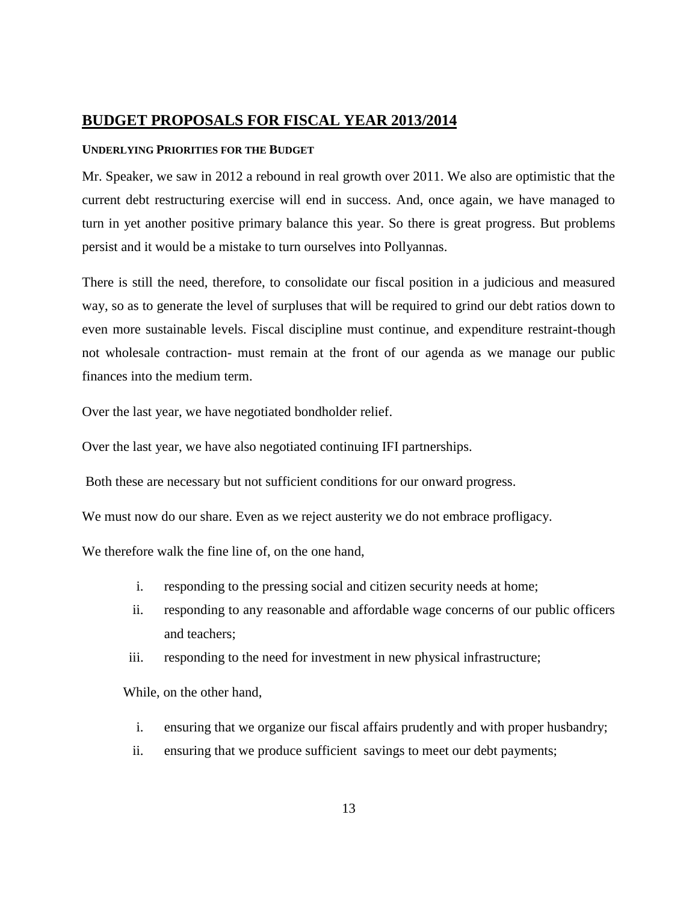## BUDGET PROPOSALS FOR FISCAL YEAR 2013/2014

#### UNDERLYING PRIORITIES FOR THE BUDGET

Mr. Speaker, we saw in 2012 a rebound in real growth over 2011. We also are optimistic that the current debt restructuring exercise will end in success. And, once again, we have managed to turn in yet another positive primary balance this year. So there is great progress. But problems persist and it would be a mistake to turn ourselves into Pollyannas.

There is still the need, therefore, to consolidate our fiscal position in a judicious and measured way, so as to generate the level of surpluses that will be required to grind our debt ratios down to even more sustainable levels. Fiscal discipline must continue, and expenditure restraint-though not wholesale contraction- must remain at the front of our agenda as we manage our public finances into the medium term.

Over the last year, we have negotiated bondholder relief.

Over the last year, we have also negotiated continuing IFI partnerships.

Both these are necessary but not sufficient conditions for our onward progress.

We must now do our share. Even as we reject austerity we do not embrace profligacy.

We therefore walk the fine line of, on the one hand,

i. responding to the pressing social and citizen security needs at home;
ii. responding to any reasonable and affordable wage concerns of our public officers and teachers;
iii. responding to the need for investment in new physical infrastructure;

While, on the other hand,

i. ensuring that we organize our fiscal affairs prudently and with proper husbandry;
ii. ensuring that we produce sufficient savings to meet our debt payments;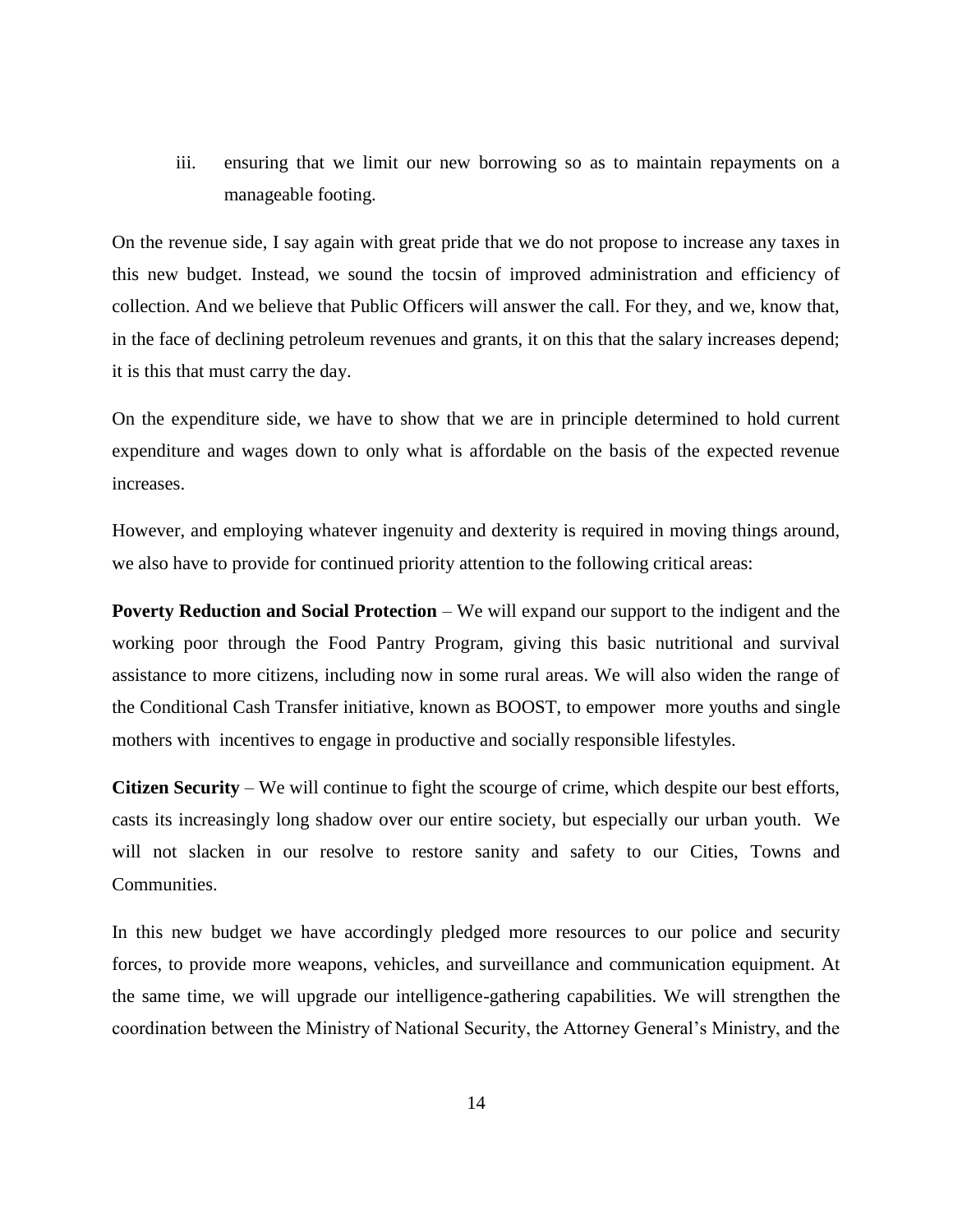iii. ensuring that we limit our new borrowing so as to maintain repayments on a manageable footing.

On the revenue side, I say again with great pride that we do not propose to increase any taxes in this new budget. Instead, we sound the tocsin of improved administration and efficiency of collection. And we believe that Public Officers will answer the call. For they, and we, know that, in the face of declining petroleum revenues and grants, it on this that the salary increases depend; it is this that must carry the day.

On the expenditure side, we have to show that we are in principle determined to hold current expenditure and wages down to only what is affordable on the basis of the expected revenue increases.

However, and employing whatever ingenuity and dexterity is required in moving things around, we also have to provide for continued priority attention to the following critical areas:

**Poverty Reduction and Social Protection** – We will expand our support to the indigent and the working poor through the Food Pantry Program, giving this basic nutritional and survival assistance to more citizens, including now in some rural areas. We will also widen the range of the Conditional Cash Transfer initiative, known as BOOST, to empower more youths and single mothers with incentives to engage in productive and socially responsible lifestyles.

**Citizen Security** – We will continue to fight the scourge of crime, which despite our best efforts, casts its increasingly long shadow over our entire society, but especially our urban youth. We will not slacken in our resolve to restore sanity and safety to our Cities, Towns and Communities.

In this new budget we have accordingly pledged more resources to our police and security forces, to provide more weapons, vehicles, and surveillance and communication equipment. At the same time, we will upgrade our intelligence-gathering capabilities. We will strengthen the coordination between the Ministry of National Security, the Attorney General's Ministry, and the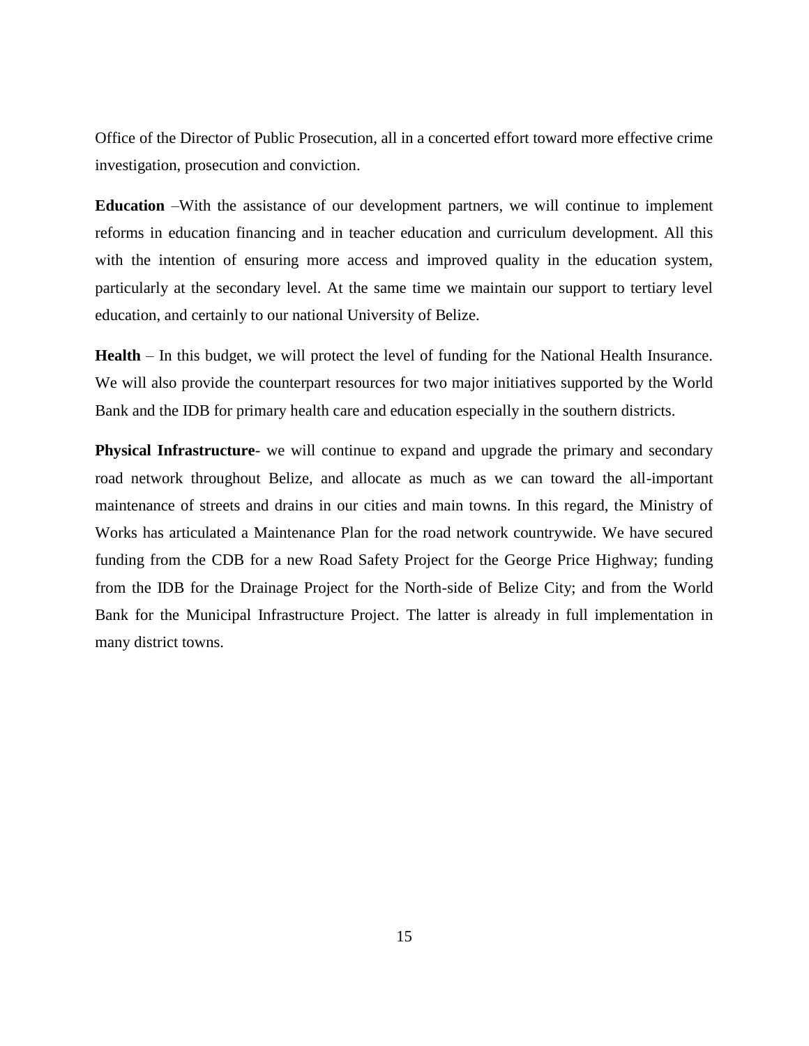Office of the Director of Public Prosecution, all in a concerted effort toward more effective crime investigation, prosecution and conviction.

**Education** –With the assistance of our development partners, we will continue to implement reforms in education financing and in teacher education and curriculum development. All this with the intention of ensuring more access and improved quality in the education system, particularly at the secondary level. At the same time we maintain our support to tertiary level education, and certainly to our national University of Belize.

**Health** – In this budget, we will protect the level of funding for the National Health Insurance. We will also provide the counterpart resources for two major initiatives supported by the World Bank and the IDB for primary health care and education especially in the southern districts.

**Physical Infrastructure**- we will continue to expand and upgrade the primary and secondary road network throughout Belize, and allocate as much as we can toward the all-important maintenance of streets and drains in our cities and main towns. In this regard, the Ministry of Works has articulated a Maintenance Plan for the road network countrywide. We have secured funding from the CDB for a new Road Safety Project for the George Price Highway; funding from the IDB for the Drainage Project for the North-side of Belize City; and from the World Bank for the Municipal Infrastructure Project. The latter is already in full implementation in many district towns.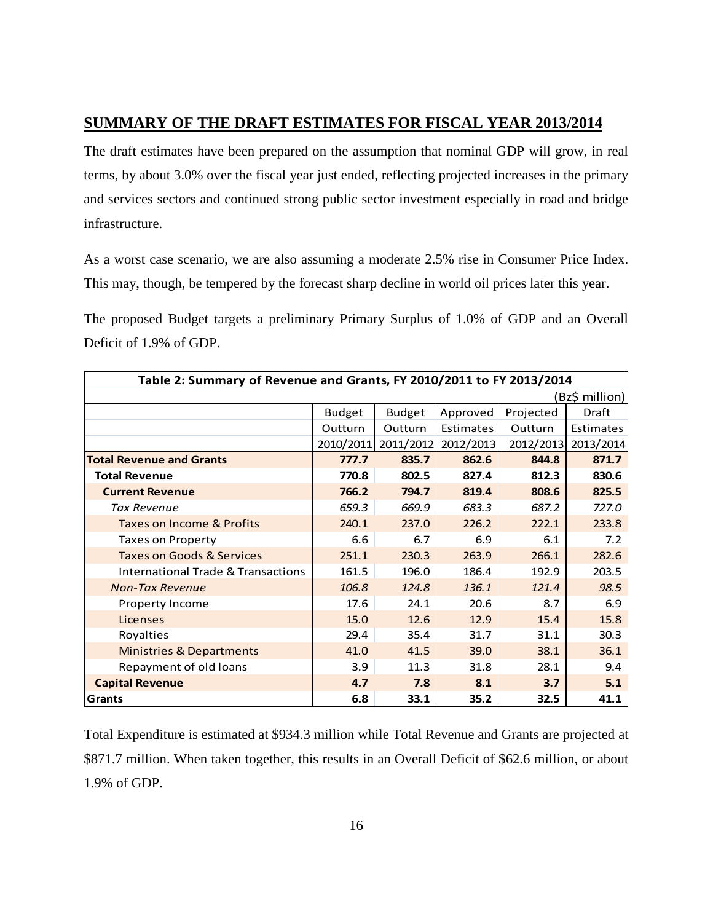## SUMMARY OF THE DRAFT ESTIMATES FOR FISCAL YEAR 2013/2014

The draft estimates have been prepared on the assumption that nominal GDP will grow, in real terms, by about 3.0% over the fiscal year just ended, reflecting projected increases in the primary and services sectors and continued strong public sector investment especially in road and bridge infrastructure.

As a worst case scenario, we are also assuming a moderate 2.5% rise in Consumer Price Index. This may, though, be tempered by the forecast sharp decline in world oil prices later this year.

The proposed Budget targets a preliminary Primary Surplus of 1.0% of GDP and an Overall Deficit of 1.9% of GDP.

**Table 2: Summary of Revenue and Grants, FY 2010/2011 to FY 2013/2014**

(Bz$ million)

| | Budget Outturn 2010/2011 | Budget Outturn 2011/2012 | Approved Estimates 2012/2013 | Projected Outturn 2012/2013 | Draft Estimates 2013/2014 |
|---|---|---|---|---|---|
| **Total Revenue and Grants** | **777.7** | **835.7** | **862.6** | **844.8** | **871.7** |
| **Total Revenue** | **770.8** | **802.5** | **827.4** | **812.3** | **830.6** |
| **Current Revenue** | **766.2** | **794.7** | **819.4** | **808.6** | **825.5** |
| *Tax Revenue* | *659.3* | *669.9* | *683.3* | *687.2* | *727.0* |
| Taxes on Income & Profits | 240.1 | 237.0 | 226.2 | 222.1 | 233.8 |
| Taxes on Property | 6.6 | 6.7 | 6.9 | 6.1 | 7.2 |
| Taxes on Goods & Services | 251.1 | 230.3 | 263.9 | 266.1 | 282.6 |
| International Trade & Transactions | 161.5 | 196.0 | 186.4 | 192.9 | 203.5 |
| *Non-Tax Revenue* | *106.8* | *124.8* | *136.1* | *121.4* | *98.5* |
| Property Income | 17.6 | 24.1 | 20.6 | 8.7 | 6.9 |
| Licenses | 15.0 | 12.6 | 12.9 | 15.4 | 15.8 |
| Royalties | 29.4 | 35.4 | 31.7 | 31.1 | 30.3 |
| Ministries & Departments | 41.0 | 41.5 | 39.0 | 38.1 | 36.1 |
| Repayment of old loans | 3.9 | 11.3 | 31.8 | 28.1 | 9.4 |
| **Capital Revenue** | **4.7** | **7.8** | **8.1** | **3.7** | **5.1** |
| **Grants** | **6.8** | **33.1** | **35.2** | **32.5** | **41.1** |

Total Expenditure is estimated at $934.3 million while Total Revenue and Grants are projected at $871.7 million. When taken together, this results in an Overall Deficit of $62.6 million, or about 1.9% of GDP.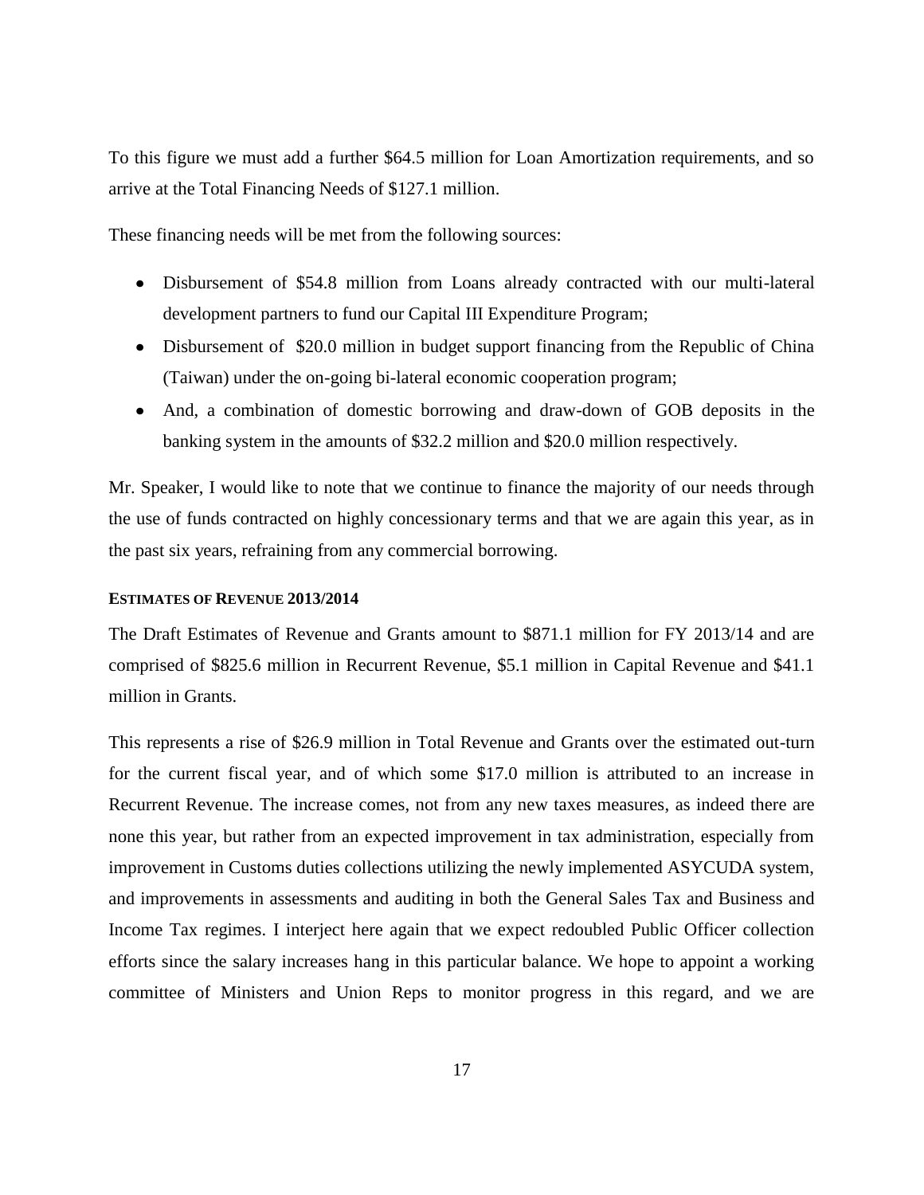To this figure we must add a further $64.5 million for Loan Amortization requirements, and so arrive at the Total Financing Needs of $127.1 million.

These financing needs will be met from the following sources:

- Disbursement of $54.8 million from Loans already contracted with our multi-lateral development partners to fund our Capital III Expenditure Program;
- Disbursement of $20.0 million in budget support financing from the Republic of China (Taiwan) under the on-going bi-lateral economic cooperation program;
- And, a combination of domestic borrowing and draw-down of GOB deposits in the banking system in the amounts of $32.2 million and $20.0 million respectively.

Mr. Speaker, I would like to note that we continue to finance the majority of our needs through the use of funds contracted on highly concessionary terms and that we are again this year, as in the past six years, refraining from any commercial borrowing.

#### ESTIMATES OF REVENUE 2013/2014

The Draft Estimates of Revenue and Grants amount to $871.1 million for FY 2013/14 and are comprised of $825.6 million in Recurrent Revenue, $5.1 million in Capital Revenue and $41.1 million in Grants.

This represents a rise of $26.9 million in Total Revenue and Grants over the estimated out-turn for the current fiscal year, and of which some $17.0 million is attributed to an increase in Recurrent Revenue. The increase comes, not from any new taxes measures, as indeed there are none this year, but rather from an expected improvement in tax administration, especially from improvement in Customs duties collections utilizing the newly implemented ASYCUDA system, and improvements in assessments and auditing in both the General Sales Tax and Business and Income Tax regimes. I interject here again that we expect redoubled Public Officer collection efforts since the salary increases hang in this particular balance. We hope to appoint a working committee of Ministers and Union Reps to monitor progress in this regard, and we are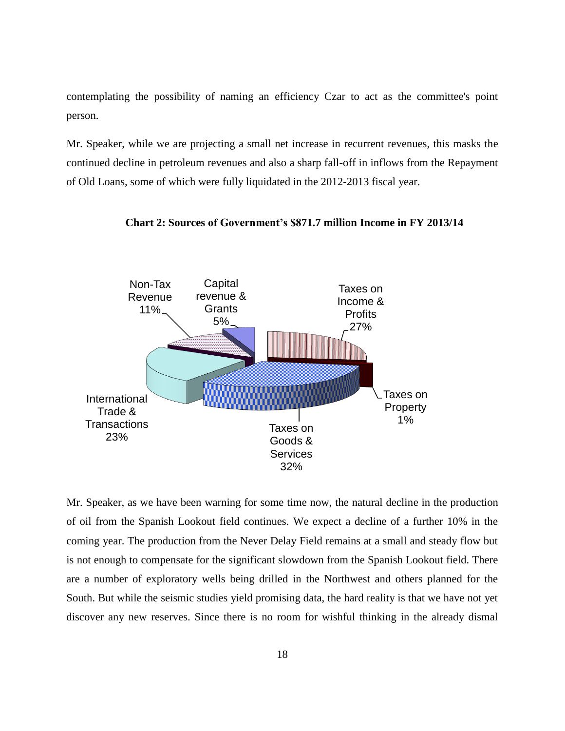contemplating the possibility of naming an efficiency Czar to act as the committee's point person.

Mr. Speaker, while we are projecting a small net increase in recurrent revenues, this masks the continued decline in petroleum revenues and also a sharp fall-off in inflows from the Repayment of Old Loans, some of which were fully liquidated in the 2012-2013 fiscal year.

**Chart 2: Sources of Government's $871.7 million Income in FY 2013/14**

| Source | Share |
|---|---|
| Taxes on Income & Profits | 27% |
| Taxes on Property | 1% |
| Taxes on Goods & Services | 32% |
| International Trade & Transactions | 23% |
| Non-Tax Revenue | 11% |
| Capital revenue & Grants | 5% |

Mr. Speaker, as we have been warning for some time now, the natural decline in the production of oil from the Spanish Lookout field continues. We expect a decline of a further 10% in the coming year. The production from the Never Delay Field remains at a small and steady flow but is not enough to compensate for the significant slowdown from the Spanish Lookout field. There are a number of exploratory wells being drilled in the Northwest and others planned for the South. But while the seismic studies yield promising data, the hard reality is that we have not yet discover any new reserves. Since there is no room for wishful thinking in the already dismal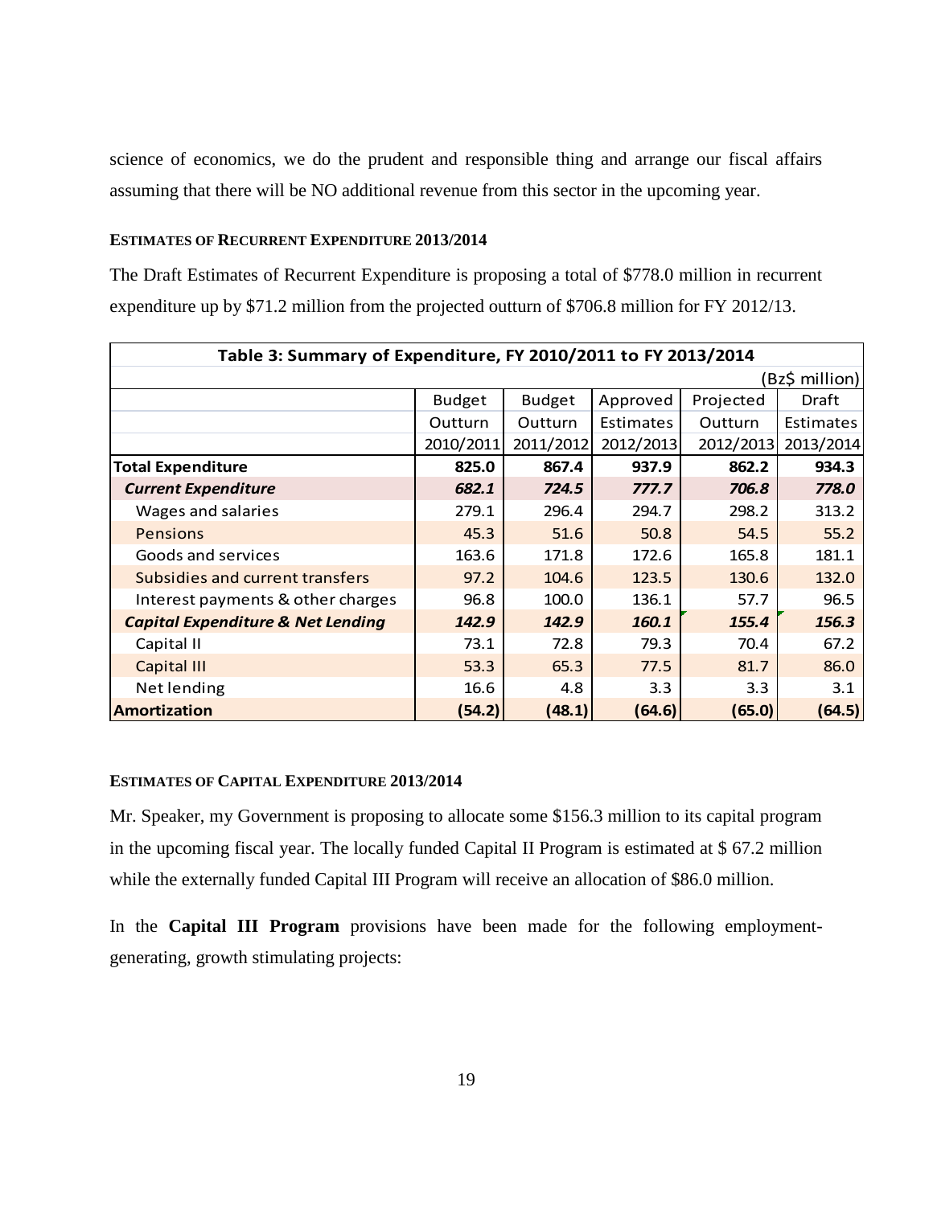science of economics, we do the prudent and responsible thing and arrange our fiscal affairs assuming that there will be NO additional revenue from this sector in the upcoming year.

#### ESTIMATES OF RECURRENT EXPENDITURE 2013/2014

The Draft Estimates of Recurrent Expenditure is proposing a total of $778.0 million in recurrent expenditure up by $71.2 million from the projected outturn of $706.8 million for FY 2012/13.

**Table 3: Summary of Expenditure, FY 2010/2011 to FY 2013/2014**

(Bz$ million)

| | Budget Outturn 2010/2011 | Budget Outturn 2011/2012 | Approved Estimates 2012/2013 | Projected Outturn 2012/2013 | Draft Estimates 2013/2014 |
|---|---|---|---|---|---|
| **Total Expenditure** | **825.0** | **867.4** | **937.9** | **862.2** | **934.3** |
| ***Current Expenditure*** | ***682.1*** | ***724.5*** | ***777.7*** | ***706.8*** | ***778.0*** |
| Wages and salaries | 279.1 | 296.4 | 294.7 | 298.2 | 313.2 |
| Pensions | 45.3 | 51.6 | 50.8 | 54.5 | 55.2 |
| Goods and services | 163.6 | 171.8 | 172.6 | 165.8 | 181.1 |
| Subsidies and current transfers | 97.2 | 104.6 | 123.5 | 130.6 | 132.0 |
| Interest payments & other charges | 96.8 | 100.0 | 136.1 | 57.7 | 96.5 |
| ***Capital Expenditure & Net Lending*** | ***142.9*** | ***142.9*** | ***160.1*** | ***155.4*** | ***156.3*** |
| Capital II | 73.1 | 72.8 | 79.3 | 70.4 | 67.2 |
| Capital III | 53.3 | 65.3 | 77.5 | 81.7 | 86.0 |
| Net lending | 16.6 | 4.8 | 3.3 | 3.3 | 3.1 |
| **Amortization** | **(54.2)** | **(48.1)** | **(64.6)** | **(65.0)** | **(64.5)** |

#### ESTIMATES OF CAPITAL EXPENDITURE 2013/2014

Mr. Speaker, my Government is proposing to allocate some $156.3 million to its capital program in the upcoming fiscal year. The locally funded Capital II Program is estimated at $ 67.2 million while the externally funded Capital III Program will receive an allocation of $86.0 million.

In the **Capital III Program** provisions have been made for the following employment-generating, growth stimulating projects: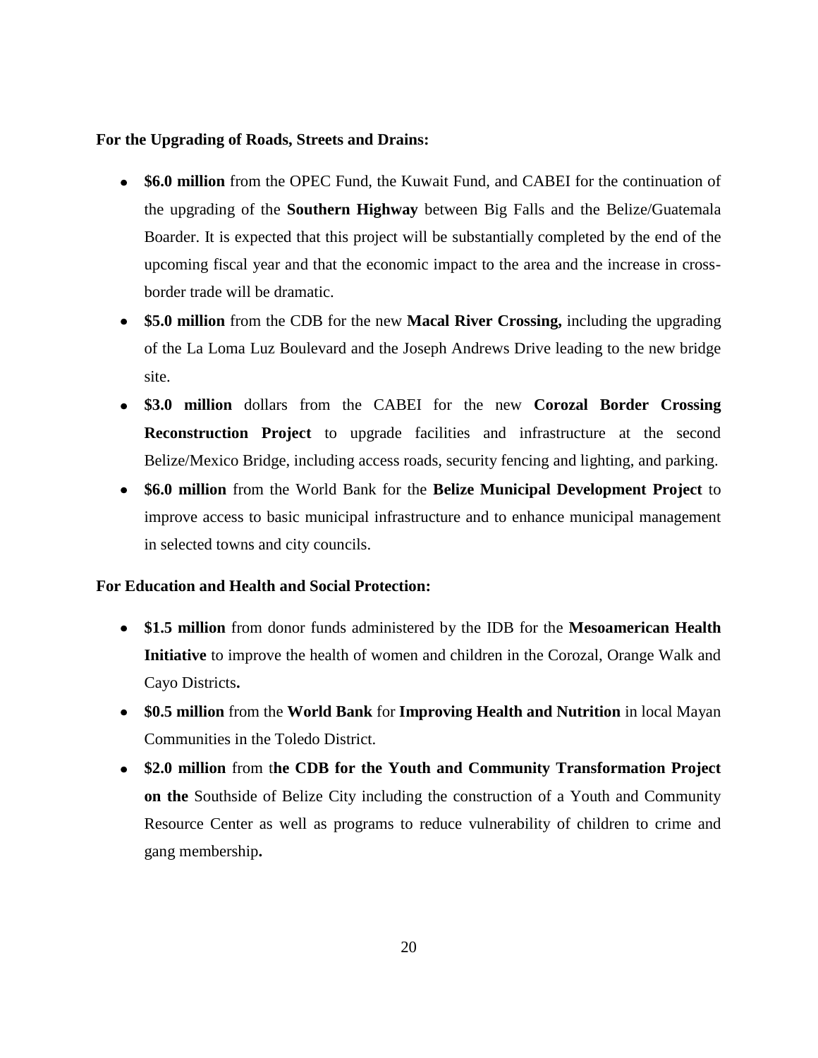**For the Upgrading of Roads, Streets and Drains:**

- **$6.0 million** from the OPEC Fund, the Kuwait Fund, and CABEI for the continuation of the upgrading of the **Southern Highway** between Big Falls and the Belize/Guatemala Boarder. It is expected that this project will be substantially completed by the end of the upcoming fiscal year and that the economic impact to the area and the increase in cross-border trade will be dramatic.
- **$5.0 million** from the CDB for the new **Macal River Crossing,** including the upgrading of the La Loma Luz Boulevard and the Joseph Andrews Drive leading to the new bridge site.
- **$3.0 million** dollars from the CABEI for the new **Corozal Border Crossing Reconstruction Project** to upgrade facilities and infrastructure at the second Belize/Mexico Bridge, including access roads, security fencing and lighting, and parking.
- **$6.0 million** from the World Bank for the **Belize Municipal Development Project** to improve access to basic municipal infrastructure and to enhance municipal management in selected towns and city councils.

**For Education and Health and Social Protection:**

- **$1.5 million** from donor funds administered by the IDB for the **Mesoamerican Health Initiative** to improve the health of women and children in the Corozal, Orange Walk and Cayo Districts**.**
- **$0.5 million** from the **World Bank** for **Improving Health and Nutrition** in local Mayan Communities in the Toledo District.
- **$2.0 million** from t**he CDB for the Youth and Community Transformation Project on the** Southside of Belize City including the construction of a Youth and Community Resource Center as well as programs to reduce vulnerability of children to crime and gang membership**.**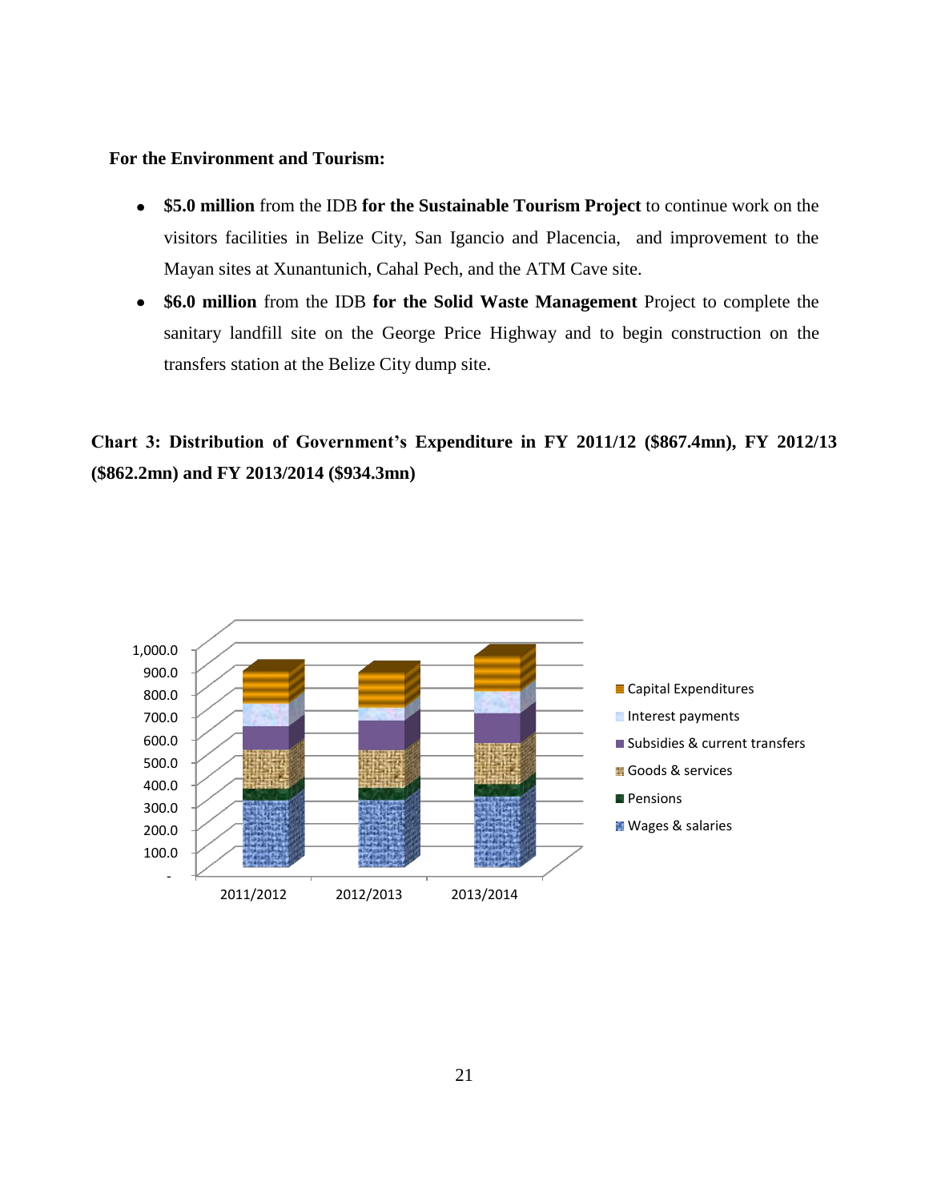**For the Environment and Tourism:**

- **$5.0 million** from the IDB **for the Sustainable Tourism Project** to continue work on the visitors facilities in Belize City, San Igancio and Placencia, and improvement to the Mayan sites at Xunantunich, Cahal Pech, and the ATM Cave site.
- **$6.0 million** from the IDB **for the Solid Waste Management** Project to complete the sanitary landfill site on the George Price Highway and to begin construction on the transfers station at the Belize City dump site.

**Chart 3: Distribution of Government's Expenditure in FY 2011/12 ($867.4mn), FY 2012/13 ($862.2mn) and FY 2013/2014 ($934.3mn)**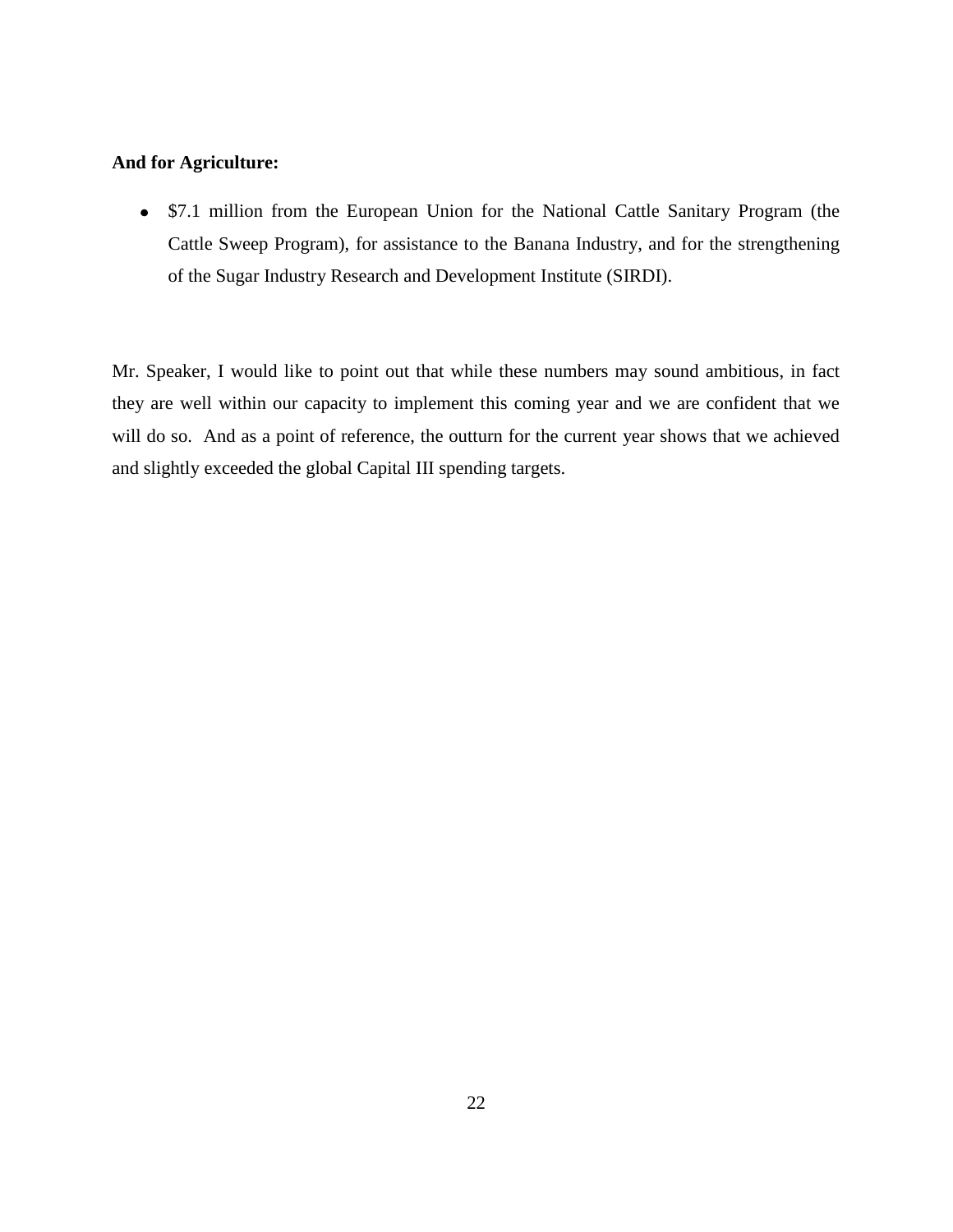**And for Agriculture:**

- $7.1 million from the European Union for the National Cattle Sanitary Program (the Cattle Sweep Program), for assistance to the Banana Industry, and for the strengthening of the Sugar Industry Research and Development Institute (SIRDI).

Mr. Speaker, I would like to point out that while these numbers may sound ambitious, in fact they are well within our capacity to implement this coming year and we are confident that we will do so. And as a point of reference, the outturn for the current year shows that we achieved and slightly exceeded the global Capital III spending targets.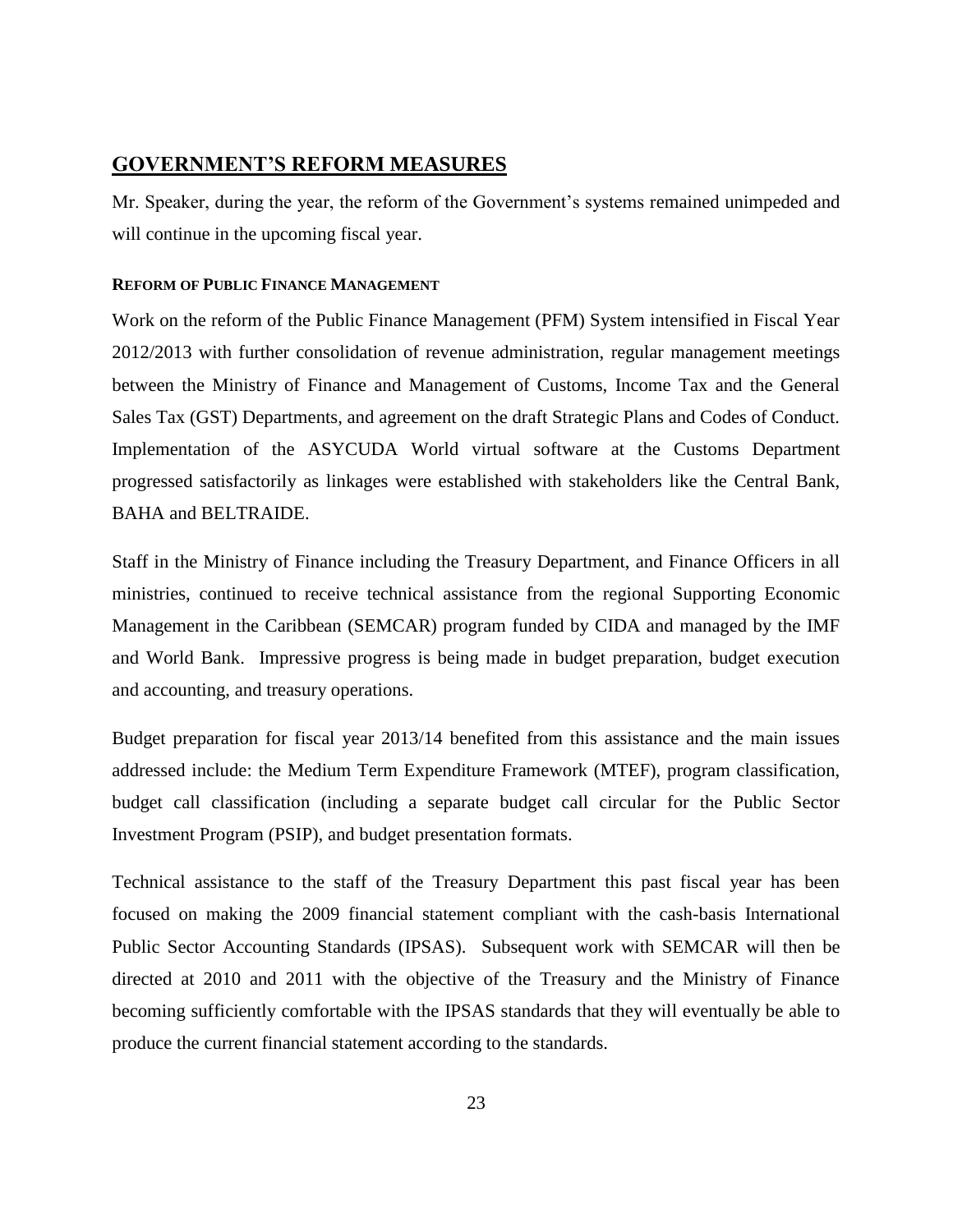## GOVERNMENT'S REFORM MEASURES

Mr. Speaker, during the year, the reform of the Government's systems remained unimpeded and will continue in the upcoming fiscal year.

### REFORM OF PUBLIC FINANCE MANAGEMENT

Work on the reform of the Public Finance Management (PFM) System intensified in Fiscal Year 2012/2013 with further consolidation of revenue administration, regular management meetings between the Ministry of Finance and Management of Customs, Income Tax and the General Sales Tax (GST) Departments, and agreement on the draft Strategic Plans and Codes of Conduct. Implementation of the ASYCUDA World virtual software at the Customs Department progressed satisfactorily as linkages were established with stakeholders like the Central Bank, BAHA and BELTRAIDE.

Staff in the Ministry of Finance including the Treasury Department, and Finance Officers in all ministries, continued to receive technical assistance from the regional Supporting Economic Management in the Caribbean (SEMCAR) program funded by CIDA and managed by the IMF and World Bank. Impressive progress is being made in budget preparation, budget execution and accounting, and treasury operations.

Budget preparation for fiscal year 2013/14 benefited from this assistance and the main issues addressed include: the Medium Term Expenditure Framework (MTEF), program classification, budget call classification (including a separate budget call circular for the Public Sector Investment Program (PSIP), and budget presentation formats.

Technical assistance to the staff of the Treasury Department this past fiscal year has been focused on making the 2009 financial statement compliant with the cash-basis International Public Sector Accounting Standards (IPSAS). Subsequent work with SEMCAR will then be directed at 2010 and 2011 with the objective of the Treasury and the Ministry of Finance becoming sufficiently comfortable with the IPSAS standards that they will eventually be able to produce the current financial statement according to the standards.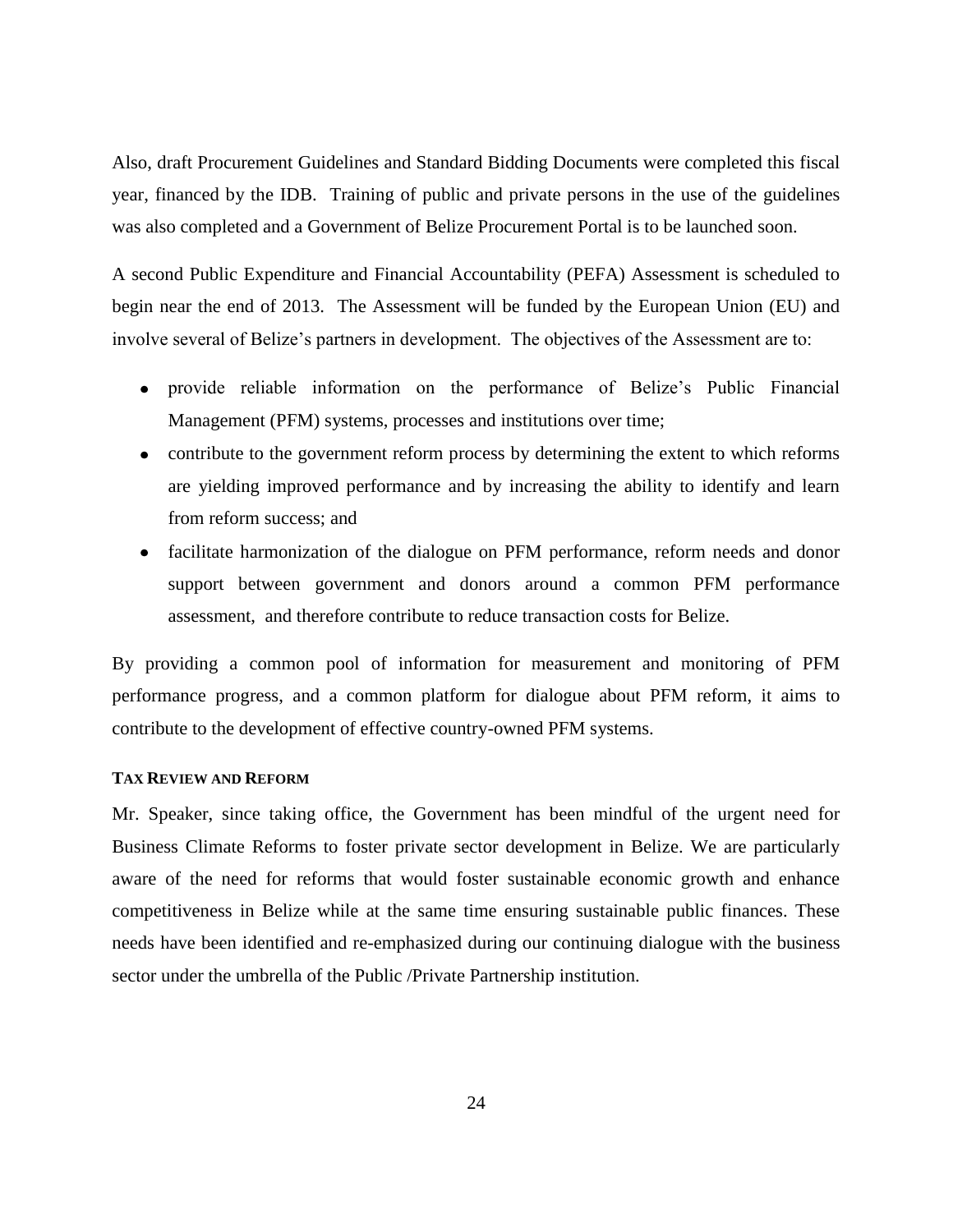Also, draft Procurement Guidelines and Standard Bidding Documents were completed this fiscal year, financed by the IDB. Training of public and private persons in the use of the guidelines was also completed and a Government of Belize Procurement Portal is to be launched soon.

A second Public Expenditure and Financial Accountability (PEFA) Assessment is scheduled to begin near the end of 2013. The Assessment will be funded by the European Union (EU) and involve several of Belize's partners in development. The objectives of the Assessment are to:

- provide reliable information on the performance of Belize's Public Financial Management (PFM) systems, processes and institutions over time;
- contribute to the government reform process by determining the extent to which reforms are yielding improved performance and by increasing the ability to identify and learn from reform success; and
- facilitate harmonization of the dialogue on PFM performance, reform needs and donor support between government and donors around a common PFM performance assessment, and therefore contribute to reduce transaction costs for Belize.

By providing a common pool of information for measurement and monitoring of PFM performance progress, and a common platform for dialogue about PFM reform, it aims to contribute to the development of effective country-owned PFM systems.

#### TAX REVIEW AND REFORM

Mr. Speaker, since taking office, the Government has been mindful of the urgent need for Business Climate Reforms to foster private sector development in Belize. We are particularly aware of the need for reforms that would foster sustainable economic growth and enhance competitiveness in Belize while at the same time ensuring sustainable public finances. These needs have been identified and re-emphasized during our continuing dialogue with the business sector under the umbrella of the Public /Private Partnership institution.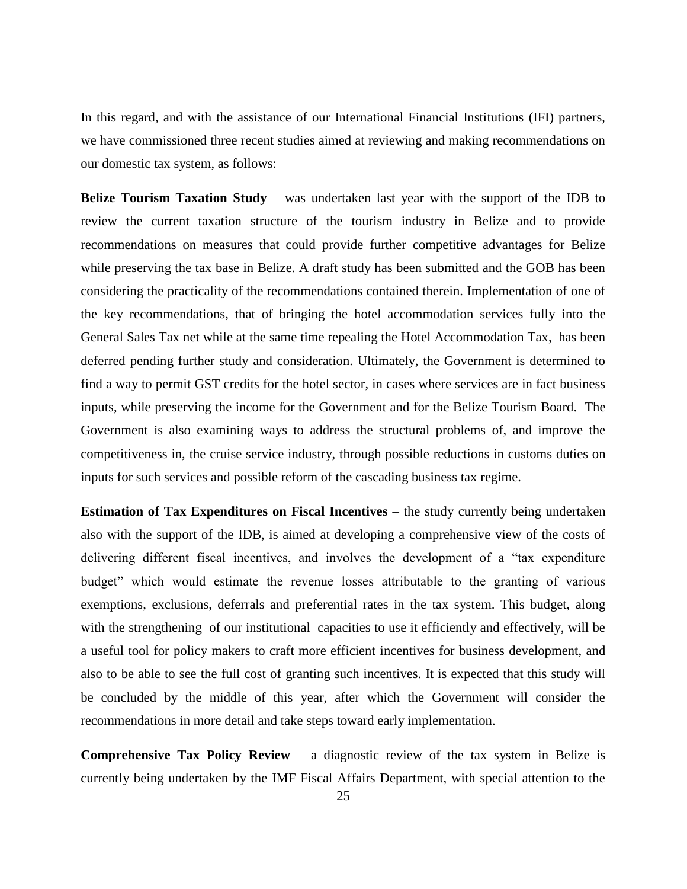In this regard, and with the assistance of our International Financial Institutions (IFI) partners, we have commissioned three recent studies aimed at reviewing and making recommendations on our domestic tax system, as follows:

**Belize Tourism Taxation Study** – was undertaken last year with the support of the IDB to review the current taxation structure of the tourism industry in Belize and to provide recommendations on measures that could provide further competitive advantages for Belize while preserving the tax base in Belize. A draft study has been submitted and the GOB has been considering the practicality of the recommendations contained therein. Implementation of one of the key recommendations, that of bringing the hotel accommodation services fully into the General Sales Tax net while at the same time repealing the Hotel Accommodation Tax, has been deferred pending further study and consideration. Ultimately, the Government is determined to find a way to permit GST credits for the hotel sector, in cases where services are in fact business inputs, while preserving the income for the Government and for the Belize Tourism Board. The Government is also examining ways to address the structural problems of, and improve the competitiveness in, the cruise service industry, through possible reductions in customs duties on inputs for such services and possible reform of the cascading business tax regime.

**Estimation of Tax Expenditures on Fiscal Incentives –** the study currently being undertaken also with the support of the IDB, is aimed at developing a comprehensive view of the costs of delivering different fiscal incentives, and involves the development of a "tax expenditure budget" which would estimate the revenue losses attributable to the granting of various exemptions, exclusions, deferrals and preferential rates in the tax system. This budget, along with the strengthening of our institutional capacities to use it efficiently and effectively, will be a useful tool for policy makers to craft more efficient incentives for business development, and also to be able to see the full cost of granting such incentives. It is expected that this study will be concluded by the middle of this year, after which the Government will consider the recommendations in more detail and take steps toward early implementation.

**Comprehensive Tax Policy Review** – a diagnostic review of the tax system in Belize is currently being undertaken by the IMF Fiscal Affairs Department, with special attention to the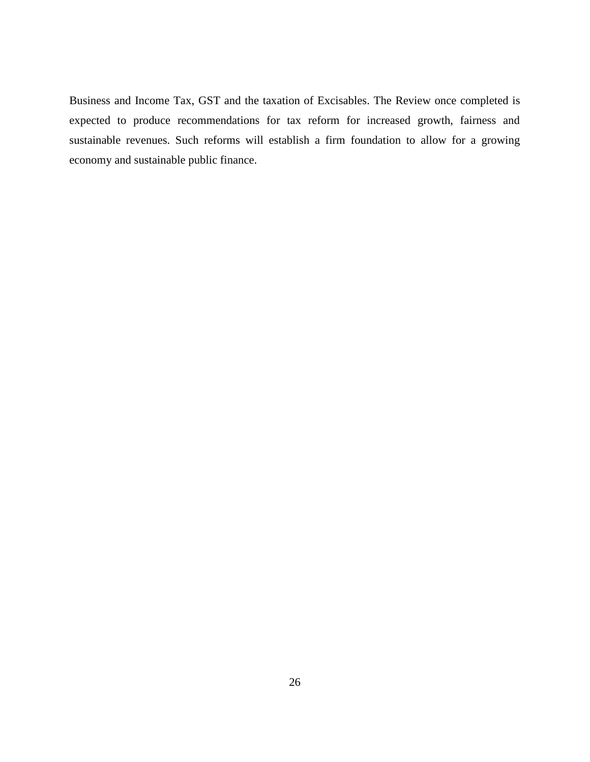Business and Income Tax, GST and the taxation of Excisables. The Review once completed is expected to produce recommendations for tax reform for increased growth, fairness and sustainable revenues. Such reforms will establish a firm foundation to allow for a growing economy and sustainable public finance.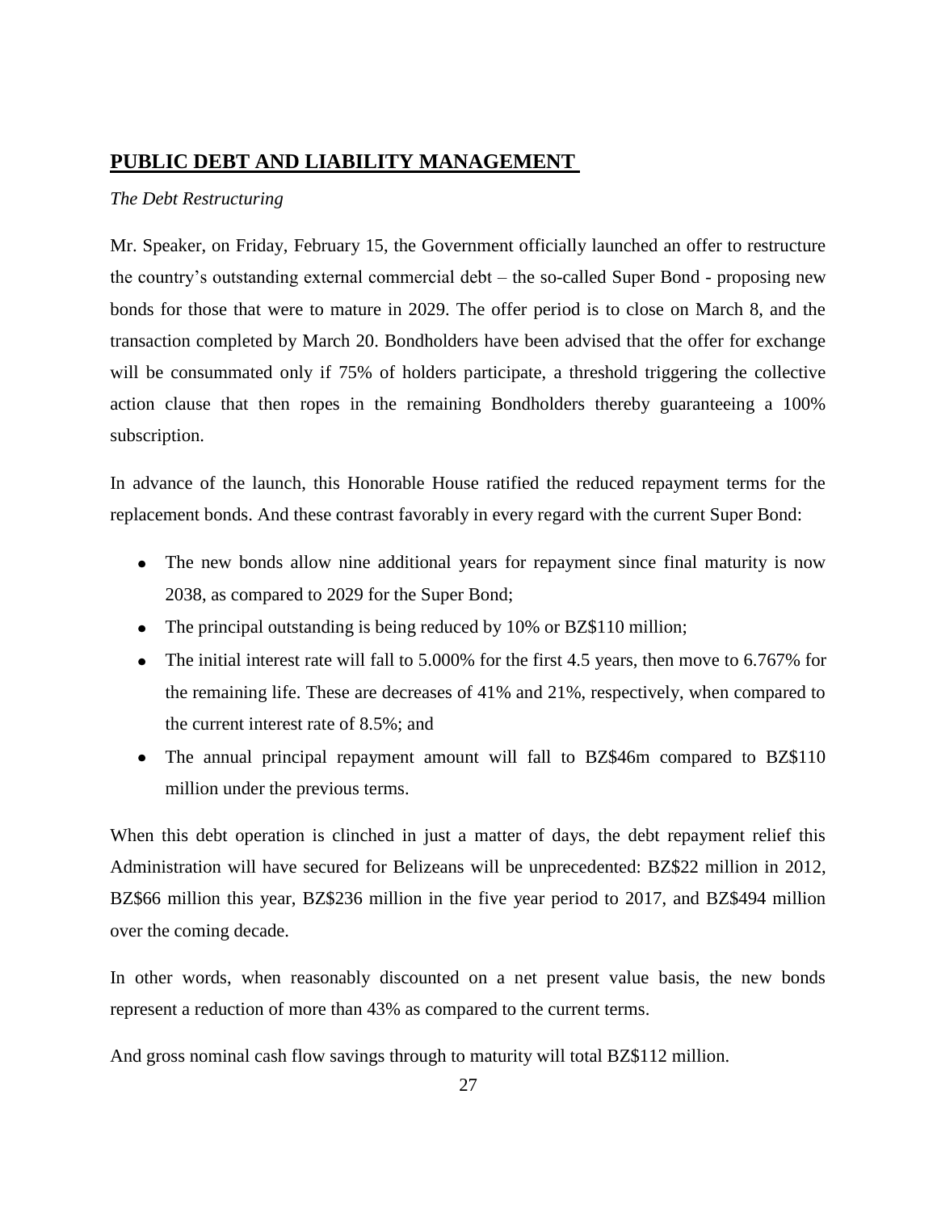## PUBLIC DEBT AND LIABILITY MANAGEMENT

*The Debt Restructuring*

Mr. Speaker, on Friday, February 15, the Government officially launched an offer to restructure the country's outstanding external commercial debt – the so-called Super Bond - proposing new bonds for those that were to mature in 2029. The offer period is to close on March 8, and the transaction completed by March 20. Bondholders have been advised that the offer for exchange will be consummated only if 75% of holders participate, a threshold triggering the collective action clause that then ropes in the remaining Bondholders thereby guaranteeing a 100% subscription.

In advance of the launch, this Honorable House ratified the reduced repayment terms for the replacement bonds. And these contrast favorably in every regard with the current Super Bond:

- The new bonds allow nine additional years for repayment since final maturity is now 2038, as compared to 2029 for the Super Bond;
- The principal outstanding is being reduced by 10% or BZ$110 million;
- The initial interest rate will fall to 5.000% for the first 4.5 years, then move to 6.767% for the remaining life. These are decreases of 41% and 21%, respectively, when compared to the current interest rate of 8.5%; and
- The annual principal repayment amount will fall to BZ$46m compared to BZ$110 million under the previous terms.

When this debt operation is clinched in just a matter of days, the debt repayment relief this Administration will have secured for Belizeans will be unprecedented: BZ$22 million in 2012, BZ$66 million this year, BZ$236 million in the five year period to 2017, and BZ$494 million over the coming decade.

In other words, when reasonably discounted on a net present value basis, the new bonds represent a reduction of more than 43% as compared to the current terms.

And gross nominal cash flow savings through to maturity will total BZ$112 million.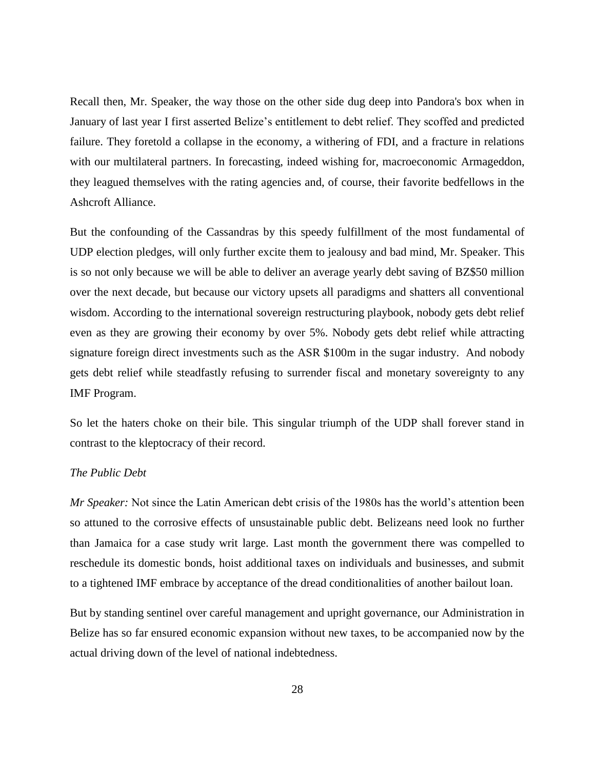Recall then, Mr. Speaker, the way those on the other side dug deep into Pandora's box when in January of last year I first asserted Belize's entitlement to debt relief. They scoffed and predicted failure. They foretold a collapse in the economy, a withering of FDI, and a fracture in relations with our multilateral partners. In forecasting, indeed wishing for, macroeconomic Armageddon, they leagued themselves with the rating agencies and, of course, their favorite bedfellows in the Ashcroft Alliance.

But the confounding of the Cassandras by this speedy fulfillment of the most fundamental of UDP election pledges, will only further excite them to jealousy and bad mind, Mr. Speaker. This is so not only because we will be able to deliver an average yearly debt saving of BZ$50 million over the next decade, but because our victory upsets all paradigms and shatters all conventional wisdom. According to the international sovereign restructuring playbook, nobody gets debt relief even as they are growing their economy by over 5%. Nobody gets debt relief while attracting signature foreign direct investments such as the ASR $100m in the sugar industry. And nobody gets debt relief while steadfastly refusing to surrender fiscal and monetary sovereignty to any IMF Program.

So let the haters choke on their bile. This singular triumph of the UDP shall forever stand in contrast to the kleptocracy of their record.

*The Public Debt*

*Mr Speaker:* Not since the Latin American debt crisis of the 1980s has the world's attention been so attuned to the corrosive effects of unsustainable public debt. Belizeans need look no further than Jamaica for a case study writ large. Last month the government there was compelled to reschedule its domestic bonds, hoist additional taxes on individuals and businesses, and submit to a tightened IMF embrace by acceptance of the dread conditionalities of another bailout loan.

But by standing sentinel over careful management and upright governance, our Administration in Belize has so far ensured economic expansion without new taxes, to be accompanied now by the actual driving down of the level of national indebtedness.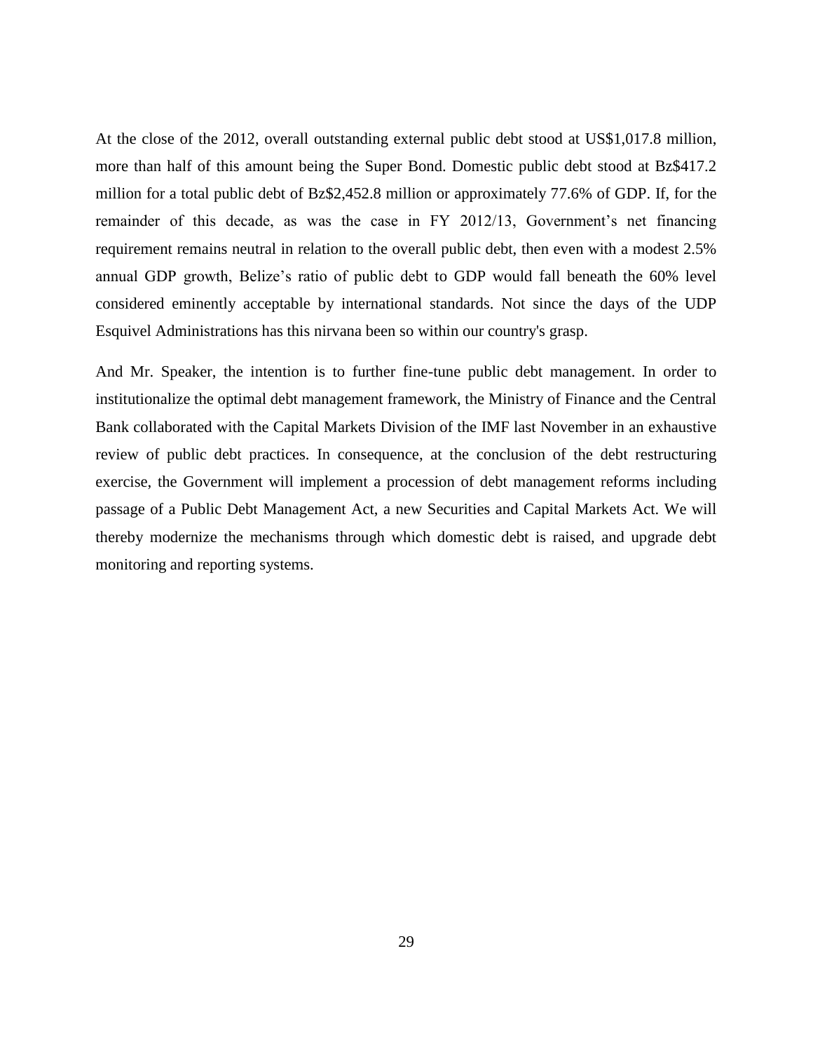At the close of the 2012, overall outstanding external public debt stood at US$1,017.8 million, more than half of this amount being the Super Bond. Domestic public debt stood at Bz$417.2 million for a total public debt of Bz$2,452.8 million or approximately 77.6% of GDP. If, for the remainder of this decade, as was the case in FY 2012/13, Government's net financing requirement remains neutral in relation to the overall public debt, then even with a modest 2.5% annual GDP growth, Belize's ratio of public debt to GDP would fall beneath the 60% level considered eminently acceptable by international standards. Not since the days of the UDP Esquivel Administrations has this nirvana been so within our country's grasp.

And Mr. Speaker, the intention is to further fine-tune public debt management. In order to institutionalize the optimal debt management framework, the Ministry of Finance and the Central Bank collaborated with the Capital Markets Division of the IMF last November in an exhaustive review of public debt practices. In consequence, at the conclusion of the debt restructuring exercise, the Government will implement a procession of debt management reforms including passage of a Public Debt Management Act, a new Securities and Capital Markets Act. We will thereby modernize the mechanisms through which domestic debt is raised, and upgrade debt monitoring and reporting systems.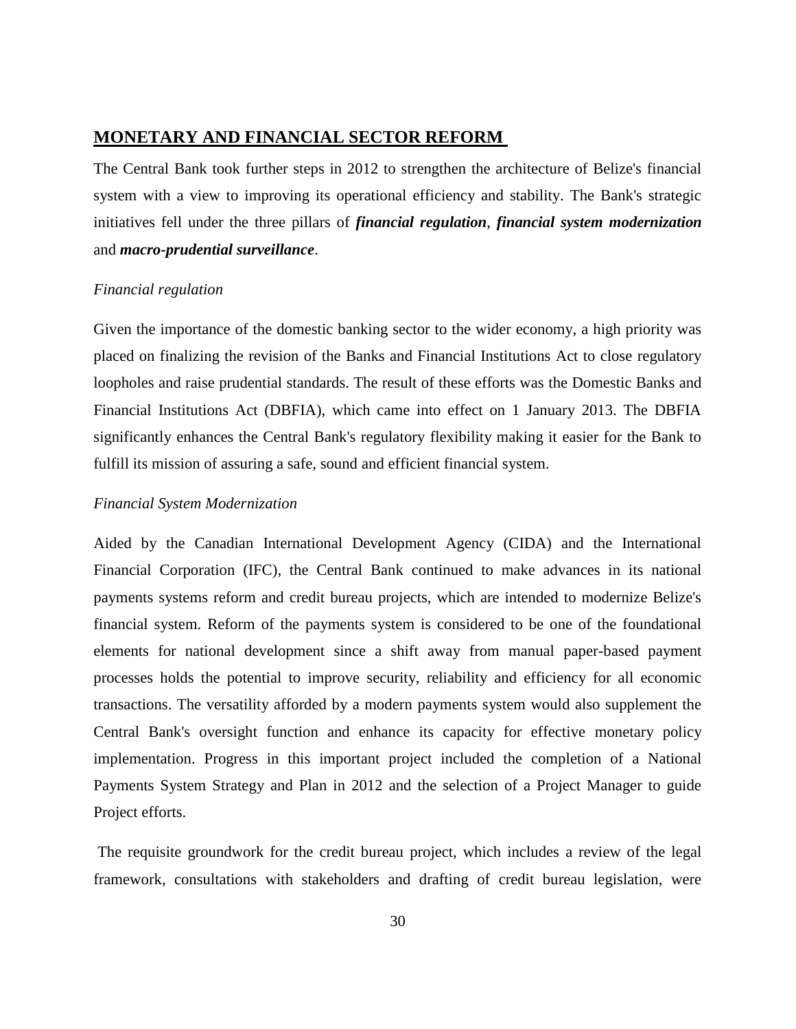## MONETARY AND FINANCIAL SECTOR REFORM

The Central Bank took further steps in 2012 to strengthen the architecture of Belize's financial system with a view to improving its operational efficiency and stability. The Bank's strategic initiatives fell under the three pillars of ***financial regulation***, ***financial system modernization*** and ***macro-prudential surveillance***.

*Financial regulation*

Given the importance of the domestic banking sector to the wider economy, a high priority was placed on finalizing the revision of the Banks and Financial Institutions Act to close regulatory loopholes and raise prudential standards. The result of these efforts was the Domestic Banks and Financial Institutions Act (DBFIA), which came into effect on 1 January 2013. The DBFIA significantly enhances the Central Bank's regulatory flexibility making it easier for the Bank to fulfill its mission of assuring a safe, sound and efficient financial system.

*Financial System Modernization*

Aided by the Canadian International Development Agency (CIDA) and the International Financial Corporation (IFC), the Central Bank continued to make advances in its national payments systems reform and credit bureau projects, which are intended to modernize Belize's financial system. Reform of the payments system is considered to be one of the foundational elements for national development since a shift away from manual paper-based payment processes holds the potential to improve security, reliability and efficiency for all economic transactions. The versatility afforded by a modern payments system would also supplement the Central Bank's oversight function and enhance its capacity for effective monetary policy implementation. Progress in this important project included the completion of a National Payments System Strategy and Plan in 2012 and the selection of a Project Manager to guide Project efforts.

The requisite groundwork for the credit bureau project, which includes a review of the legal framework, consultations with stakeholders and drafting of credit bureau legislation, were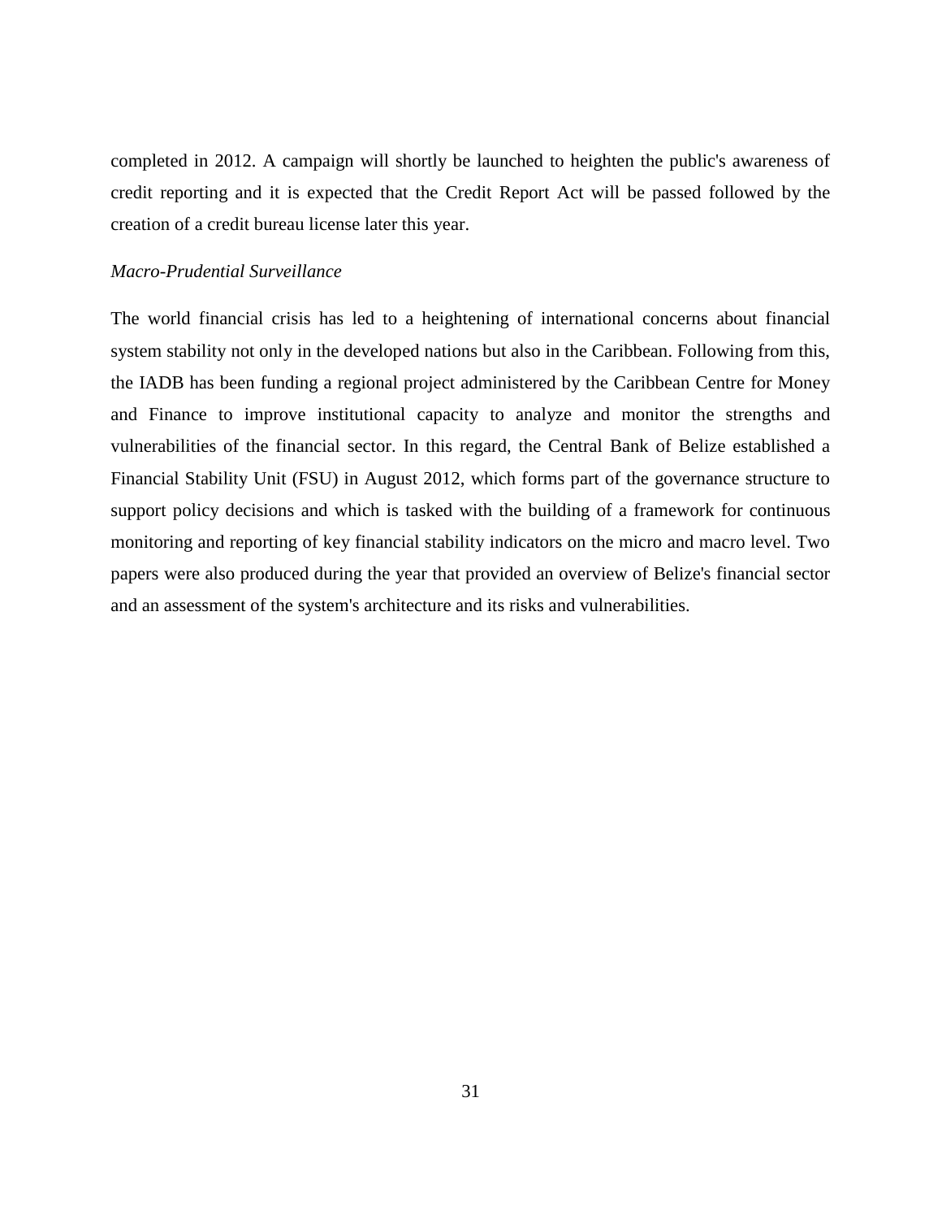completed in 2012. A campaign will shortly be launched to heighten the public's awareness of credit reporting and it is expected that the Credit Report Act will be passed followed by the creation of a credit bureau license later this year.

*Macro-Prudential Surveillance*

The world financial crisis has led to a heightening of international concerns about financial system stability not only in the developed nations but also in the Caribbean. Following from this, the IADB has been funding a regional project administered by the Caribbean Centre for Money and Finance to improve institutional capacity to analyze and monitor the strengths and vulnerabilities of the financial sector. In this regard, the Central Bank of Belize established a Financial Stability Unit (FSU) in August 2012, which forms part of the governance structure to support policy decisions and which is tasked with the building of a framework for continuous monitoring and reporting of key financial stability indicators on the micro and macro level. Two papers were also produced during the year that provided an overview of Belize's financial sector and an assessment of the system's architecture and its risks and vulnerabilities.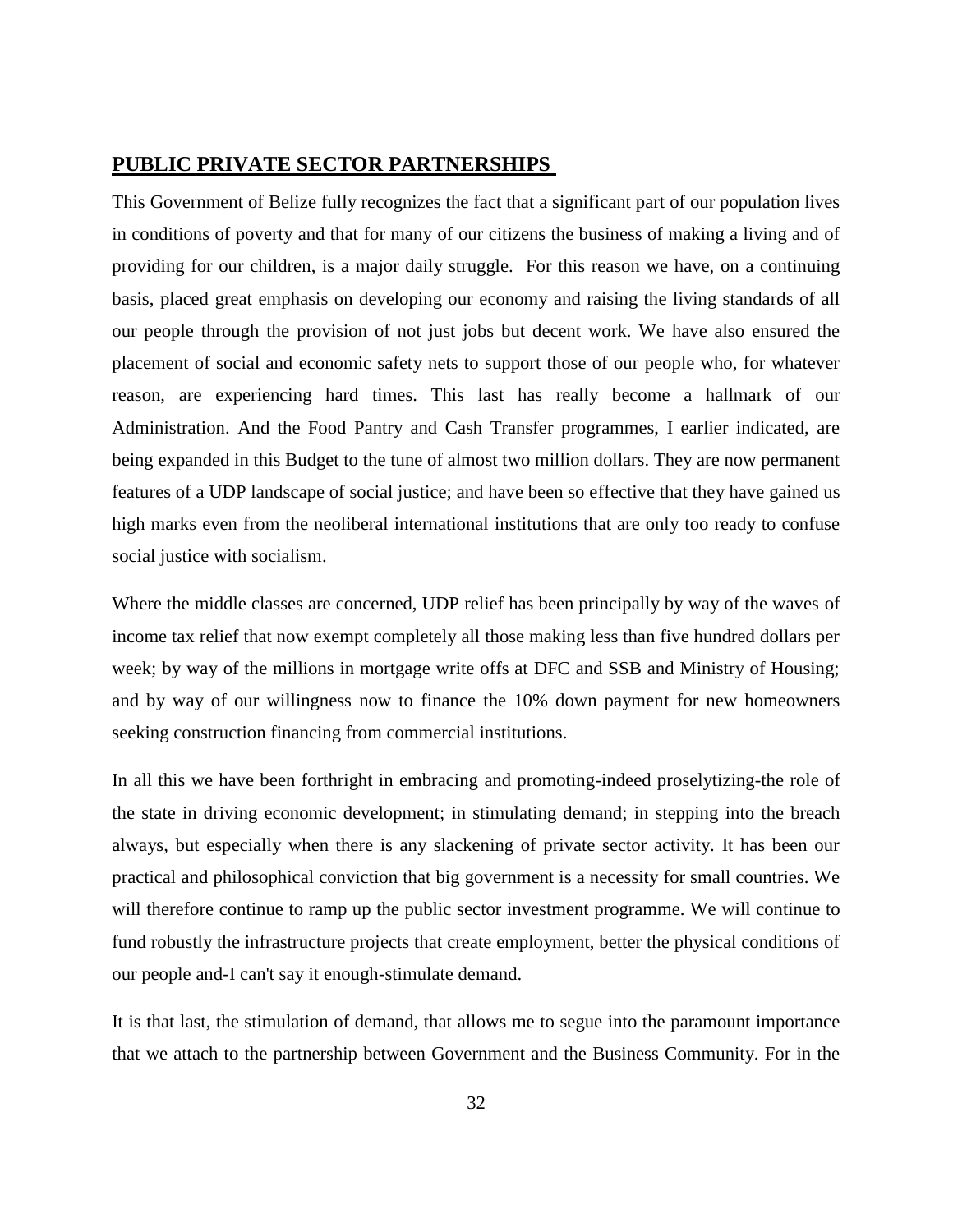## PUBLIC PRIVATE SECTOR PARTNERSHIPS

This Government of Belize fully recognizes the fact that a significant part of our population lives in conditions of poverty and that for many of our citizens the business of making a living and of providing for our children, is a major daily struggle. For this reason we have, on a continuing basis, placed great emphasis on developing our economy and raising the living standards of all our people through the provision of not just jobs but decent work. We have also ensured the placement of social and economic safety nets to support those of our people who, for whatever reason, are experiencing hard times. This last has really become a hallmark of our Administration. And the Food Pantry and Cash Transfer programmes, I earlier indicated, are being expanded in this Budget to the tune of almost two million dollars. They are now permanent features of a UDP landscape of social justice; and have been so effective that they have gained us high marks even from the neoliberal international institutions that are only too ready to confuse social justice with socialism.

Where the middle classes are concerned, UDP relief has been principally by way of the waves of income tax relief that now exempt completely all those making less than five hundred dollars per week; by way of the millions in mortgage write offs at DFC and SSB and Ministry of Housing; and by way of our willingness now to finance the 10% down payment for new homeowners seeking construction financing from commercial institutions.

In all this we have been forthright in embracing and promoting-indeed proselytizing-the role of the state in driving economic development; in stimulating demand; in stepping into the breach always, but especially when there is any slackening of private sector activity. It has been our practical and philosophical conviction that big government is a necessity for small countries. We will therefore continue to ramp up the public sector investment programme. We will continue to fund robustly the infrastructure projects that create employment, better the physical conditions of our people and-I can't say it enough-stimulate demand.

It is that last, the stimulation of demand, that allows me to segue into the paramount importance that we attach to the partnership between Government and the Business Community. For in the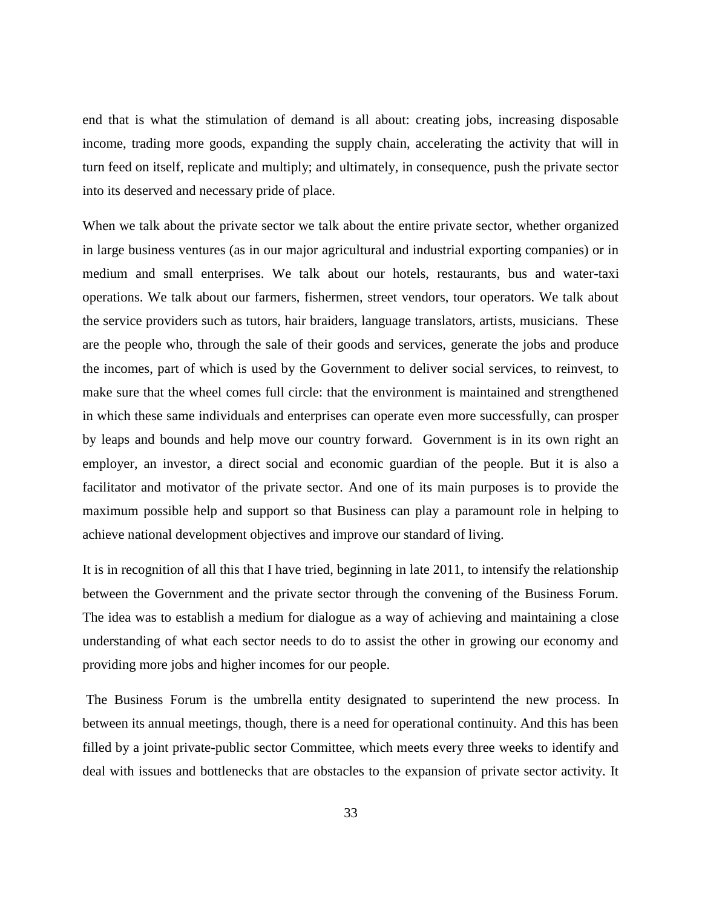end that is what the stimulation of demand is all about: creating jobs, increasing disposable income, trading more goods, expanding the supply chain, accelerating the activity that will in turn feed on itself, replicate and multiply; and ultimately, in consequence, push the private sector into its deserved and necessary pride of place.

When we talk about the private sector we talk about the entire private sector, whether organized in large business ventures (as in our major agricultural and industrial exporting companies) or in medium and small enterprises. We talk about our hotels, restaurants, bus and water-taxi operations. We talk about our farmers, fishermen, street vendors, tour operators. We talk about the service providers such as tutors, hair braiders, language translators, artists, musicians. These are the people who, through the sale of their goods and services, generate the jobs and produce the incomes, part of which is used by the Government to deliver social services, to reinvest, to make sure that the wheel comes full circle: that the environment is maintained and strengthened in which these same individuals and enterprises can operate even more successfully, can prosper by leaps and bounds and help move our country forward. Government is in its own right an employer, an investor, a direct social and economic guardian of the people. But it is also a facilitator and motivator of the private sector. And one of its main purposes is to provide the maximum possible help and support so that Business can play a paramount role in helping to achieve national development objectives and improve our standard of living.

It is in recognition of all this that I have tried, beginning in late 2011, to intensify the relationship between the Government and the private sector through the convening of the Business Forum. The idea was to establish a medium for dialogue as a way of achieving and maintaining a close understanding of what each sector needs to do to assist the other in growing our economy and providing more jobs and higher incomes for our people.

The Business Forum is the umbrella entity designated to superintend the new process. In between its annual meetings, though, there is a need for operational continuity. And this has been filled by a joint private-public sector Committee, which meets every three weeks to identify and deal with issues and bottlenecks that are obstacles to the expansion of private sector activity. It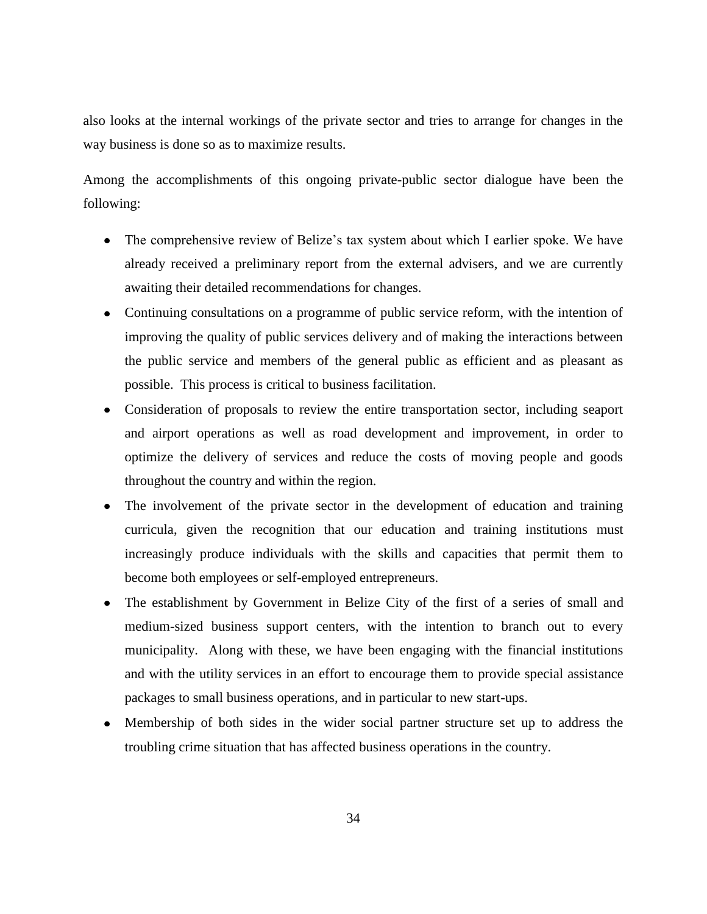also looks at the internal workings of the private sector and tries to arrange for changes in the way business is done so as to maximize results.

Among the accomplishments of this ongoing private-public sector dialogue have been the following:

- The comprehensive review of Belize's tax system about which I earlier spoke. We have already received a preliminary report from the external advisers, and we are currently awaiting their detailed recommendations for changes.
- Continuing consultations on a programme of public service reform, with the intention of improving the quality of public services delivery and of making the interactions between the public service and members of the general public as efficient and as pleasant as possible. This process is critical to business facilitation.
- Consideration of proposals to review the entire transportation sector, including seaport and airport operations as well as road development and improvement, in order to optimize the delivery of services and reduce the costs of moving people and goods throughout the country and within the region.
- The involvement of the private sector in the development of education and training curricula, given the recognition that our education and training institutions must increasingly produce individuals with the skills and capacities that permit them to become both employees or self-employed entrepreneurs.
- The establishment by Government in Belize City of the first of a series of small and medium-sized business support centers, with the intention to branch out to every municipality. Along with these, we have been engaging with the financial institutions and with the utility services in an effort to encourage them to provide special assistance packages to small business operations, and in particular to new start-ups.
- Membership of both sides in the wider social partner structure set up to address the troubling crime situation that has affected business operations in the country.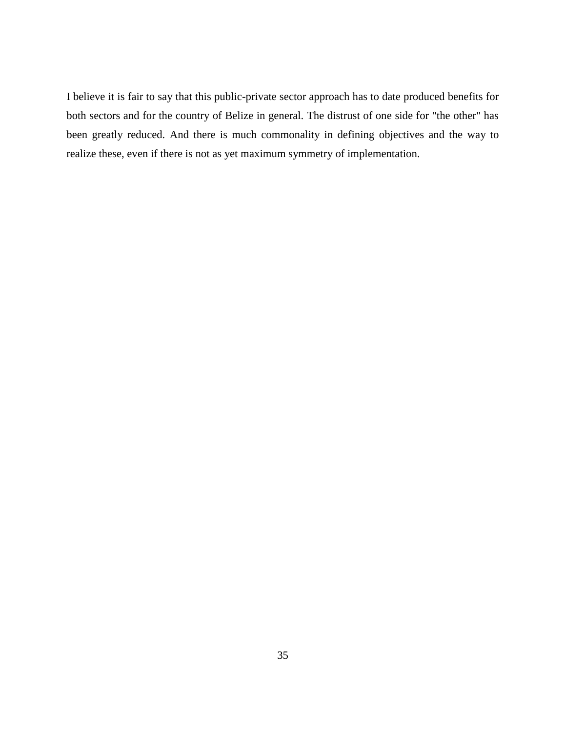I believe it is fair to say that this public-private sector approach has to date produced benefits for both sectors and for the country of Belize in general. The distrust of one side for "the other" has been greatly reduced. And there is much commonality in defining objectives and the way to realize these, even if there is not as yet maximum symmetry of implementation.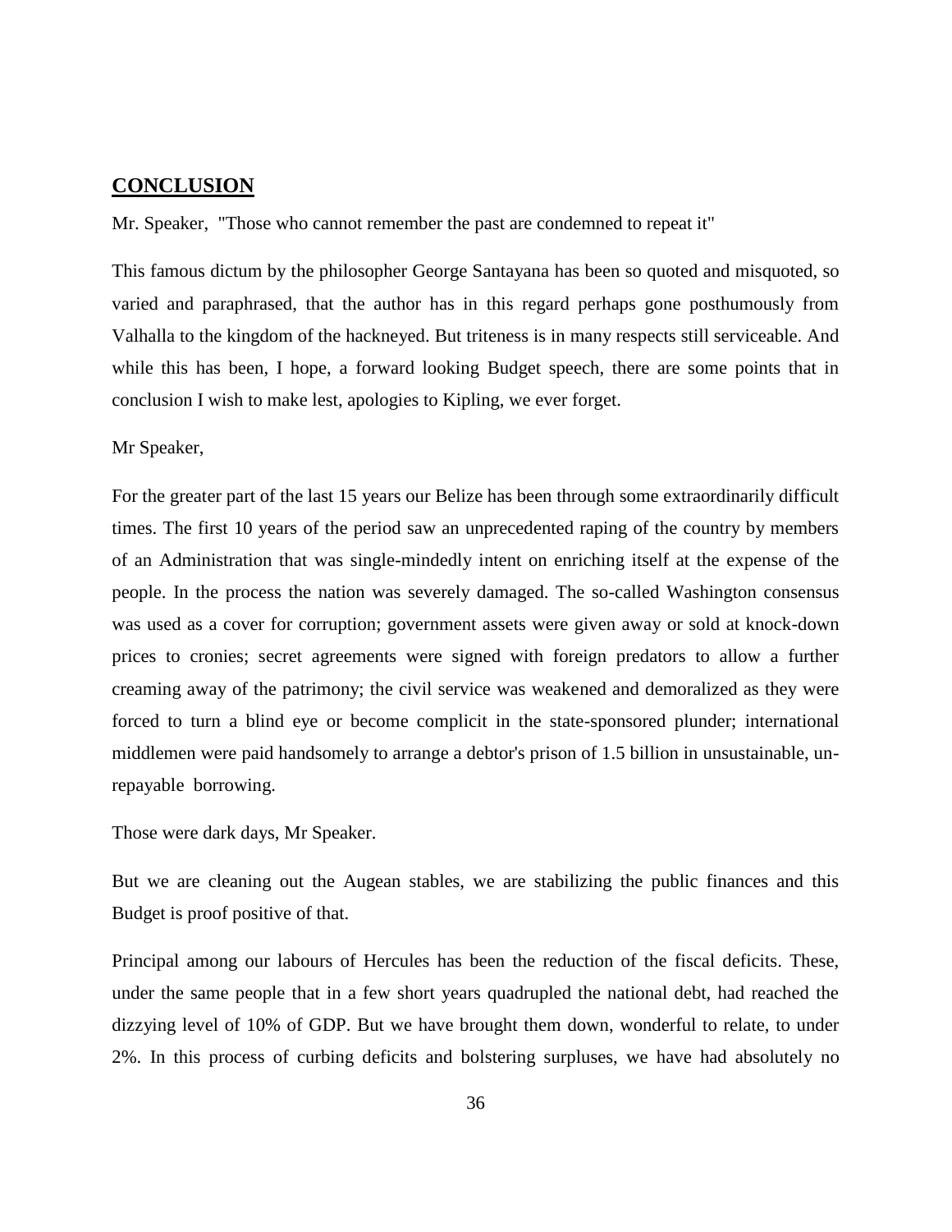## **CONCLUSION**

Mr. Speaker, "Those who cannot remember the past are condemned to repeat it"

This famous dictum by the philosopher George Santayana has been so quoted and misquoted, so varied and paraphrased, that the author has in this regard perhaps gone posthumously from Valhalla to the kingdom of the hackneyed. But triteness is in many respects still serviceable. And while this has been, I hope, a forward looking Budget speech, there are some points that in conclusion I wish to make lest, apologies to Kipling, we ever forget.

Mr Speaker,

For the greater part of the last 15 years our Belize has been through some extraordinarily difficult times. The first 10 years of the period saw an unprecedented raping of the country by members of an Administration that was single-mindedly intent on enriching itself at the expense of the people. In the process the nation was severely damaged. The so-called Washington consensus was used as a cover for corruption; government assets were given away or sold at knock-down prices to cronies; secret agreements were signed with foreign predators to allow a further creaming away of the patrimony; the civil service was weakened and demoralized as they were forced to turn a blind eye or become complicit in the state-sponsored plunder; international middlemen were paid handsomely to arrange a debtor's prison of 1.5 billion in unsustainable, un-repayable borrowing.

Those were dark days, Mr Speaker.

But we are cleaning out the Augean stables, we are stabilizing the public finances and this Budget is proof positive of that.

Principal among our labours of Hercules has been the reduction of the fiscal deficits. These, under the same people that in a few short years quadrupled the national debt, had reached the dizzying level of 10% of GDP. But we have brought them down, wonderful to relate, to under 2%. In this process of curbing deficits and bolstering surpluses, we have had absolutely no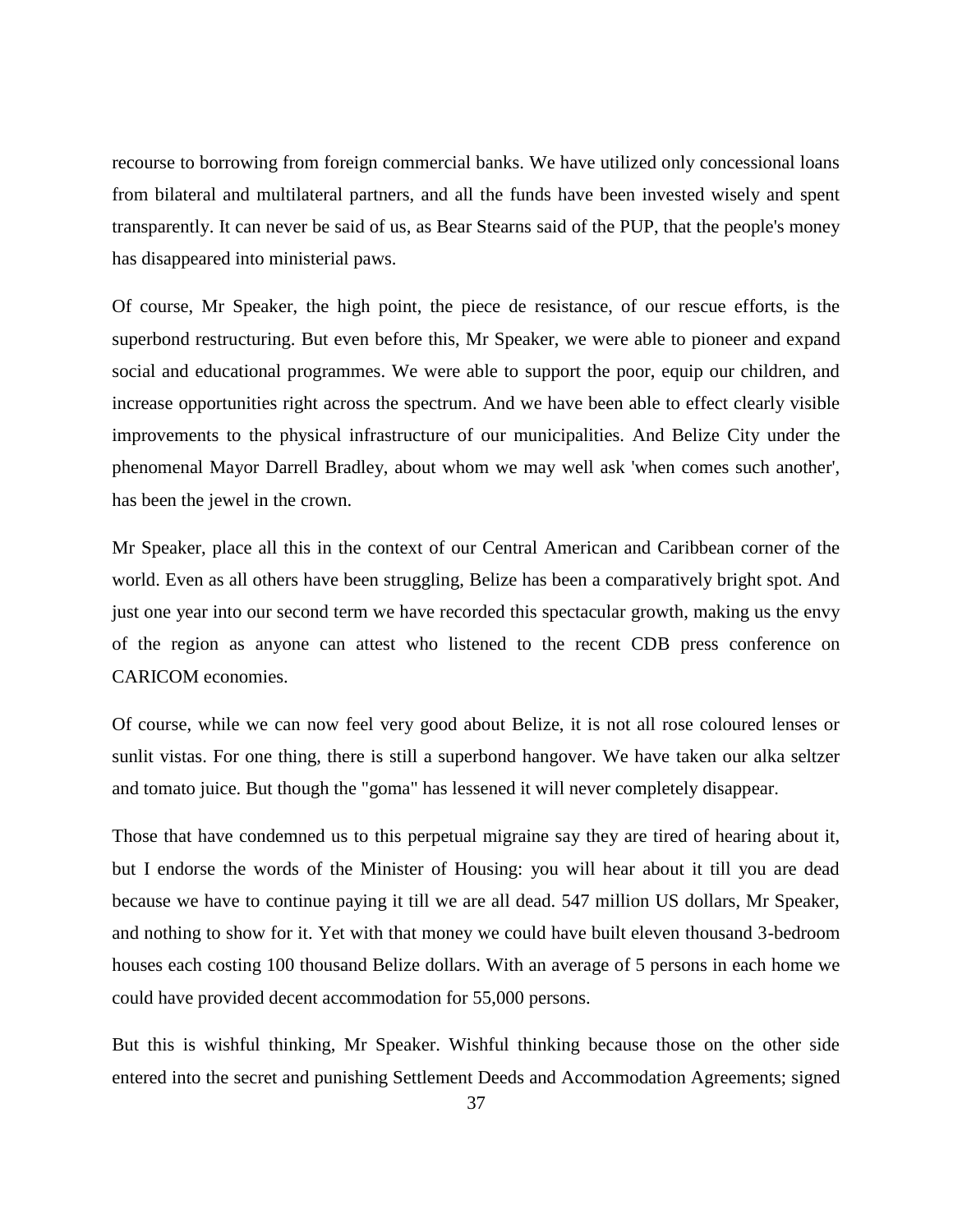recourse to borrowing from foreign commercial banks. We have utilized only concessional loans from bilateral and multilateral partners, and all the funds have been invested wisely and spent transparently. It can never be said of us, as Bear Stearns said of the PUP, that the people's money has disappeared into ministerial paws.

Of course, Mr Speaker, the high point, the piece de resistance, of our rescue efforts, is the superbond restructuring. But even before this, Mr Speaker, we were able to pioneer and expand social and educational programmes. We were able to support the poor, equip our children, and increase opportunities right across the spectrum. And we have been able to effect clearly visible improvements to the physical infrastructure of our municipalities. And Belize City under the phenomenal Mayor Darrell Bradley, about whom we may well ask 'when comes such another', has been the jewel in the crown.

Mr Speaker, place all this in the context of our Central American and Caribbean corner of the world. Even as all others have been struggling, Belize has been a comparatively bright spot. And just one year into our second term we have recorded this spectacular growth, making us the envy of the region as anyone can attest who listened to the recent CDB press conference on CARICOM economies.

Of course, while we can now feel very good about Belize, it is not all rose coloured lenses or sunlit vistas. For one thing, there is still a superbond hangover. We have taken our alka seltzer and tomato juice. But though the "goma" has lessened it will never completely disappear.

Those that have condemned us to this perpetual migraine say they are tired of hearing about it, but I endorse the words of the Minister of Housing: you will hear about it till you are dead because we have to continue paying it till we are all dead. 547 million US dollars, Mr Speaker, and nothing to show for it. Yet with that money we could have built eleven thousand 3-bedroom houses each costing 100 thousand Belize dollars. With an average of 5 persons in each home we could have provided decent accommodation for 55,000 persons.

But this is wishful thinking, Mr Speaker. Wishful thinking because those on the other side entered into the secret and punishing Settlement Deeds and Accommodation Agreements; signed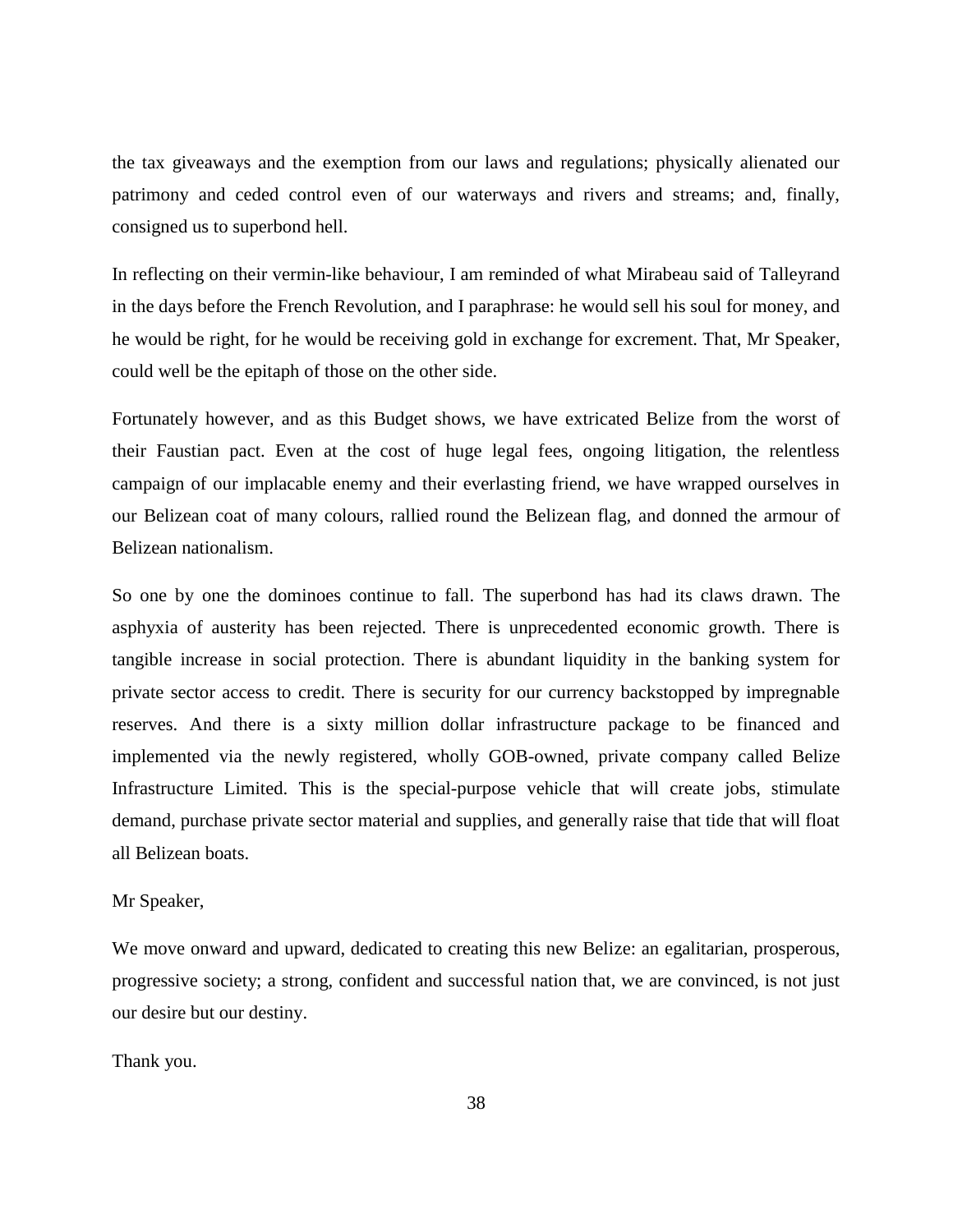the tax giveaways and the exemption from our laws and regulations; physically alienated our patrimony and ceded control even of our waterways and rivers and streams; and, finally, consigned us to superbond hell.

In reflecting on their vermin-like behaviour, I am reminded of what Mirabeau said of Talleyrand in the days before the French Revolution, and I paraphrase: he would sell his soul for money, and he would be right, for he would be receiving gold in exchange for excrement. That, Mr Speaker, could well be the epitaph of those on the other side.

Fortunately however, and as this Budget shows, we have extricated Belize from the worst of their Faustian pact. Even at the cost of huge legal fees, ongoing litigation, the relentless campaign of our implacable enemy and their everlasting friend, we have wrapped ourselves in our Belizean coat of many colours, rallied round the Belizean flag, and donned the armour of Belizean nationalism.

So one by one the dominoes continue to fall. The superbond has had its claws drawn. The asphyxia of austerity has been rejected. There is unprecedented economic growth. There is tangible increase in social protection. There is abundant liquidity in the banking system for private sector access to credit. There is security for our currency backstopped by impregnable reserves. And there is a sixty million dollar infrastructure package to be financed and implemented via the newly registered, wholly GOB-owned, private company called Belize Infrastructure Limited. This is the special-purpose vehicle that will create jobs, stimulate demand, purchase private sector material and supplies, and generally raise that tide that will float all Belizean boats.

Mr Speaker,

We move onward and upward, dedicated to creating this new Belize: an egalitarian, prosperous, progressive society; a strong, confident and successful nation that, we are convinced, is not just our desire but our destiny.

Thank you.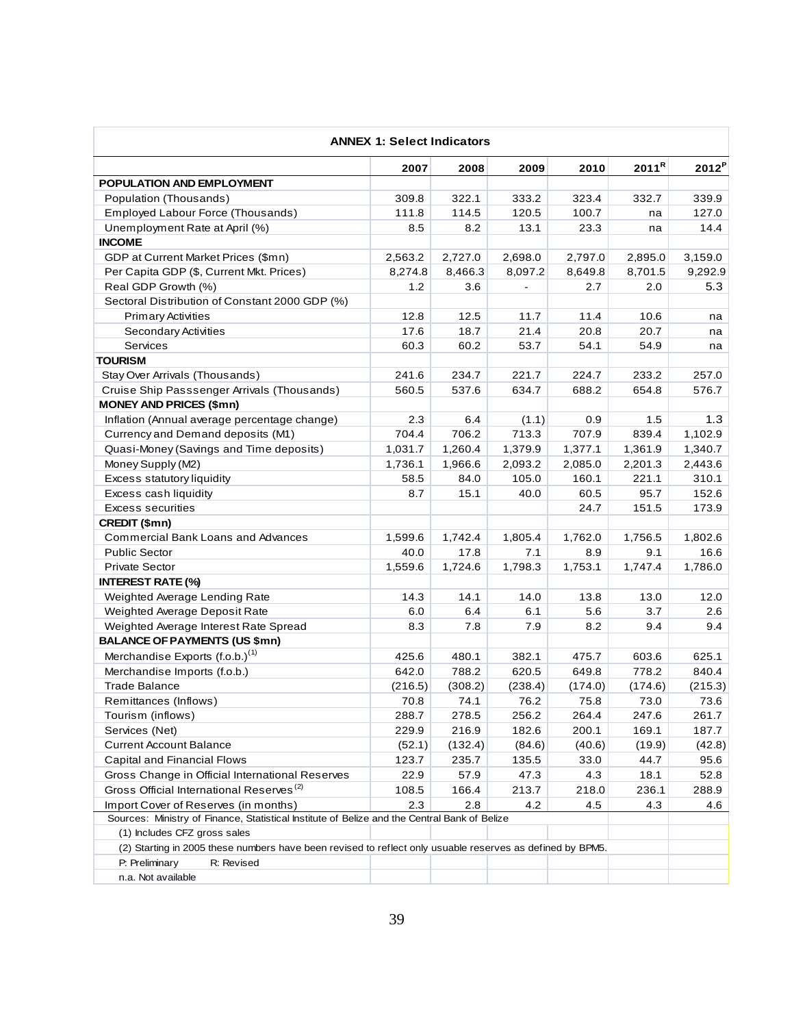**ANNEX 1: Select Indicators**

| | 2007 | 2008 | 2009 | 2010 | 2011[R] | 2012[P] |
|---|---|---|---|---|---|---|
| **POPULATION AND EMPLOYMENT** | | | | | | |
| Population (Thousands) | 309.8 | 322.1 | 333.2 | 323.4 | 332.7 | 339.9 |
| Employed Labour Force (Thousands) | 111.8 | 114.5 | 120.5 | 100.7 | na | 127.0 |
| Unemployment Rate at April (%) | 8.5 | 8.2 | 13.1 | 23.3 | na | 14.4 |
| **INCOME** | | | | | | |
| GDP at Current Market Prices ($mn) | 2,563.2 | 2,727.0 | 2,698.0 | 2,797.0 | 2,895.0 | 3,159.0 |
| Per Capita GDP ($, Current Mkt. Prices) | 8,274.8 | 8,466.3 | 8,097.2 | 8,649.8 | 8,701.5 | 9,292.9 |
| Real GDP Growth (%) | 1.2 | 3.6 | - | 2.7 | 2.0 | 5.3 |
| Sectoral Distribution of Constant 2000 GDP (%) | | | | | | |
| Primary Activities | 12.8 | 12.5 | 11.7 | 11.4 | 10.6 | na |
| Secondary Activities | 17.6 | 18.7 | 21.4 | 20.8 | 20.7 | na |
| Services | 60.3 | 60.2 | 53.7 | 54.1 | 54.9 | na |
| **TOURISM** | | | | | | |
| Stay Over Arrivals (Thousands) | 241.6 | 234.7 | 221.7 | 224.7 | 233.2 | 257.0 |
| Cruise Ship Passsenger Arrivals (Thousands) | 560.5 | 537.6 | 634.7 | 688.2 | 654.8 | 576.7 |
| **MONEY AND PRICES ($mn)** | | | | | | |
| Inflation (Annual average percentage change) | 2.3 | 6.4 | (1.1) | 0.9 | 1.5 | 1.3 |
| Currency and Demand deposits (M1) | 704.4 | 706.2 | 713.3 | 707.9 | 839.4 | 1,102.9 |
| Quasi-Money (Savings and Time deposits) | 1,031.7 | 1,260.4 | 1,379.9 | 1,377.1 | 1,361.9 | 1,340.7 |
| Money Supply (M2) | 1,736.1 | 1,966.6 | 2,093.2 | 2,085.0 | 2,201.3 | 2,443.6 |
| Excess statutory liquidity | 58.5 | 84.0 | 105.0 | 160.1 | 221.1 | 310.1 |
| Excess cash liquidity | 8.7 | 15.1 | 40.0 | 60.5 | 95.7 | 152.6 |
| Excess securities | | | | 24.7 | 151.5 | 173.9 |
| **CREDIT ($mn)** | | | | | | |
| Commercial Bank Loans and Advances | 1,599.6 | 1,742.4 | 1,805.4 | 1,762.0 | 1,756.5 | 1,802.6 |
| Public Sector | 40.0 | 17.8 | 7.1 | 8.9 | 9.1 | 16.6 |
| Private Sector | 1,559.6 | 1,724.6 | 1,798.3 | 1,753.1 | 1,747.4 | 1,786.0 |
| **INTEREST RATE (%)** | | | | | | |
| Weighted Average Lending Rate | 14.3 | 14.1 | 14.0 | 13.8 | 13.0 | 12.0 |
| Weighted Average Deposit Rate | 6.0 | 6.4 | 6.1 | 5.6 | 3.7 | 2.6 |
| Weighted Average Interest Rate Spread | 8.3 | 7.8 | 7.9 | 8.2 | 9.4 | 9.4 |
| **BALANCE OF PAYMENTS (US $mn)** | | | | | | |
| Merchandise Exports (f.o.b.)[(1)] | 425.6 | 480.1 | 382.1 | 475.7 | 603.6 | 625.1 |
| Merchandise Imports (f.o.b.) | 642.0 | 788.2 | 620.5 | 649.8 | 778.2 | 840.4 |
| Trade Balance | (216.5) | (308.2) | (238.4) | (174.0) | (174.6) | (215.3) |
| Remittances (Inflows) | 70.8 | 74.1 | 76.2 | 75.8 | 73.0 | 73.6 |
| Tourism (inflows) | 288.7 | 278.5 | 256.2 | 264.4 | 247.6 | 261.7 |
| Services (Net) | 229.9 | 216.9 | 182.6 | 200.1 | 169.1 | 187.7 |
| Current Account Balance | (52.1) | (132.4) | (84.6) | (40.6) | (19.9) | (42.8) |
| Capital and Financial Flows | 123.7 | 235.7 | 135.5 | 33.0 | 44.7 | 95.6 |
| Gross Change in Official International Reserves | 22.9 | 57.9 | 47.3 | 4.3 | 18.1 | 52.8 |
| Gross Official International Reserves[(2)] | 108.5 | 166.4 | 213.7 | 218.0 | 236.1 | 288.9 |
| Import Cover of Reserves (in months) | 2.3 | 2.8 | 4.2 | 4.5 | 4.3 | 4.6 |

Sources: Ministry of Finance, Statistical Institute of Belize and the Central Bank of Belize

(1) Includes CFZ gross sales

(2) Starting in 2005 these numbers have been revised to reflect only usuable reserves as defined by BPM5.

P: Preliminary R: Revised

n.a. Not available